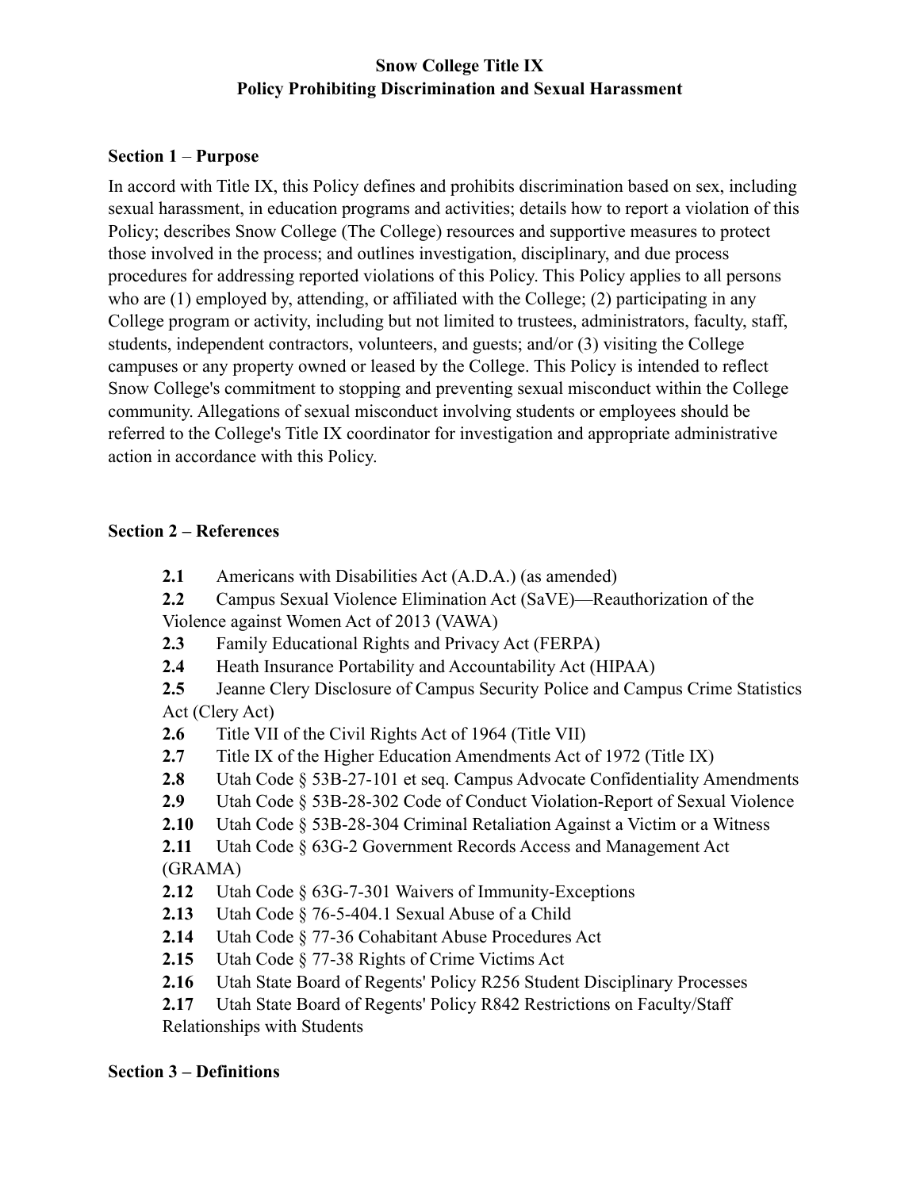# Snow College Title IX
# Policy Prohibiting Discrimination and Sexual Harassment

## Section 1 – Purpose

In accord with Title IX, this Policy defines and prohibits discrimination based on sex, including sexual harassment, in education programs and activities; details how to report a violation of this Policy; describes Snow College (The College) resources and supportive measures to protect those involved in the process; and outlines investigation, disciplinary, and due process procedures for addressing reported violations of this Policy. This Policy applies to all persons who are (1) employed by, attending, or affiliated with the College; (2) participating in any College program or activity, including but not limited to trustees, administrators, faculty, staff, students, independent contractors, volunteers, and guests; and/or (3) visiting the College campuses or any property owned or leased by the College. This Policy is intended to reflect Snow College's commitment to stopping and preventing sexual misconduct within the College community. Allegations of sexual misconduct involving students or employees should be referred to the College's Title IX coordinator for investigation and appropriate administrative action in accordance with this Policy.

## Section 2 – References

**2.1** Americans with Disabilities Act (A.D.A.) (as amended)
**2.2** Campus Sexual Violence Elimination Act (SaVE)—Reauthorization of the Violence against Women Act of 2013 (VAWA)
**2.3** Family Educational Rights and Privacy Act (FERPA)
**2.4** Heath Insurance Portability and Accountability Act (HIPAA)
**2.5** Jeanne Clery Disclosure of Campus Security Police and Campus Crime Statistics Act (Clery Act)
**2.6** Title VII of the Civil Rights Act of 1964 (Title VII)
**2.7** Title IX of the Higher Education Amendments Act of 1972 (Title IX)
**2.8** Utah Code § 53B-27-101 et seq. Campus Advocate Confidentiality Amendments
**2.9** Utah Code § 53B-28-302 Code of Conduct Violation-Report of Sexual Violence
**2.10** Utah Code § 53B-28-304 Criminal Retaliation Against a Victim or a Witness
**2.11** Utah Code § 63G-2 Government Records Access and Management Act (GRAMA)
**2.12** Utah Code § 63G-7-301 Waivers of Immunity-Exceptions
**2.13** Utah Code § 76-5-404.1 Sexual Abuse of a Child
**2.14** Utah Code § 77-36 Cohabitant Abuse Procedures Act
**2.15** Utah Code § 77-38 Rights of Crime Victims Act
**2.16** Utah State Board of Regents' Policy R256 Student Disciplinary Processes
**2.17** Utah State Board of Regents' Policy R842 Restrictions on Faculty/Staff Relationships with Students

## Section 3 – Definitions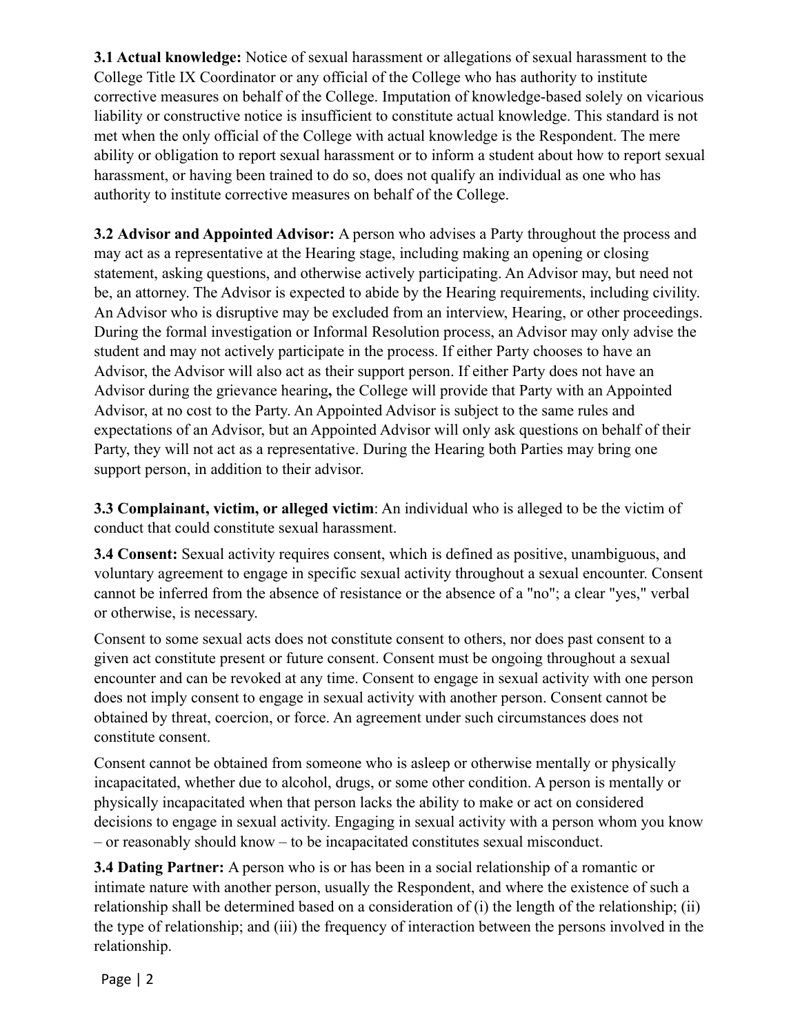**3.1 Actual knowledge:** Notice of sexual harassment or allegations of sexual harassment to the College Title IX Coordinator or any official of the College who has authority to institute corrective measures on behalf of the College. Imputation of knowledge-based solely on vicarious liability or constructive notice is insufficient to constitute actual knowledge. This standard is not met when the only official of the College with actual knowledge is the Respondent. The mere ability or obligation to report sexual harassment or to inform a student about how to report sexual harassment, or having been trained to do so, does not qualify an individual as one who has authority to institute corrective measures on behalf of the College.

**3.2 Advisor and Appointed Advisor:** A person who advises a Party throughout the process and may act as a representative at the Hearing stage, including making an opening or closing statement, asking questions, and otherwise actively participating. An Advisor may, but need not be, an attorney. The Advisor is expected to abide by the Hearing requirements, including civility. An Advisor who is disruptive may be excluded from an interview, Hearing, or other proceedings. During the formal investigation or Informal Resolution process, an Advisor may only advise the student and may not actively participate in the process. If either Party chooses to have an Advisor, the Advisor will also act as their support person. If either Party does not have an Advisor during the grievance hearing**,** the College will provide that Party with an Appointed Advisor, at no cost to the Party. An Appointed Advisor is subject to the same rules and expectations of an Advisor, but an Appointed Advisor will only ask questions on behalf of their Party, they will not act as a representative. During the Hearing both Parties may bring one support person, in addition to their advisor.

**3.3 Complainant, victim, or alleged victim**: An individual who is alleged to be the victim of conduct that could constitute sexual harassment.

**3.4 Consent:** Sexual activity requires consent, which is defined as positive, unambiguous, and voluntary agreement to engage in specific sexual activity throughout a sexual encounter. Consent cannot be inferred from the absence of resistance or the absence of a "no"; a clear "yes," verbal or otherwise, is necessary.

Consent to some sexual acts does not constitute consent to others, nor does past consent to a given act constitute present or future consent. Consent must be ongoing throughout a sexual encounter and can be revoked at any time. Consent to engage in sexual activity with one person does not imply consent to engage in sexual activity with another person. Consent cannot be obtained by threat, coercion, or force. An agreement under such circumstances does not constitute consent.

Consent cannot be obtained from someone who is asleep or otherwise mentally or physically incapacitated, whether due to alcohol, drugs, or some other condition. A person is mentally or physically incapacitated when that person lacks the ability to make or act on considered decisions to engage in sexual activity. Engaging in sexual activity with a person whom you know – or reasonably should know – to be incapacitated constitutes sexual misconduct.

**3.4 Dating Partner:** A person who is or has been in a social relationship of a romantic or intimate nature with another person, usually the Respondent, and where the existence of such a relationship shall be determined based on a consideration of (i) the length of the relationship; (ii) the type of relationship; and (iii) the frequency of interaction between the persons involved in the relationship.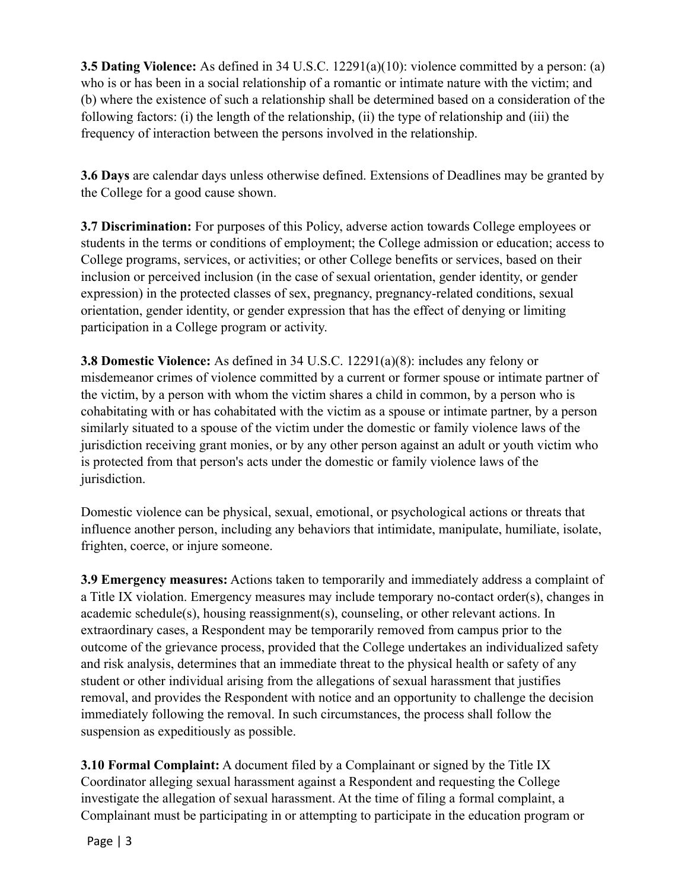**3.5 Dating Violence:** As defined in 34 U.S.C. 12291(a)(10): violence committed by a person: (a) who is or has been in a social relationship of a romantic or intimate nature with the victim; and (b) where the existence of such a relationship shall be determined based on a consideration of the following factors: (i) the length of the relationship, (ii) the type of relationship and (iii) the frequency of interaction between the persons involved in the relationship.

**3.6 Days** are calendar days unless otherwise defined. Extensions of Deadlines may be granted by the College for a good cause shown.

**3.7 Discrimination:** For purposes of this Policy, adverse action towards College employees or students in the terms or conditions of employment; the College admission or education; access to College programs, services, or activities; or other College benefits or services, based on their inclusion or perceived inclusion (in the case of sexual orientation, gender identity, or gender expression) in the protected classes of sex, pregnancy, pregnancy-related conditions, sexual orientation, gender identity, or gender expression that has the effect of denying or limiting participation in a College program or activity.

**3.8 Domestic Violence:** As defined in 34 U.S.C. 12291(a)(8): includes any felony or misdemeanor crimes of violence committed by a current or former spouse or intimate partner of the victim, by a person with whom the victim shares a child in common, by a person who is cohabitating with or has cohabitated with the victim as a spouse or intimate partner, by a person similarly situated to a spouse of the victim under the domestic or family violence laws of the jurisdiction receiving grant monies, or by any other person against an adult or youth victim who is protected from that person's acts under the domestic or family violence laws of the jurisdiction.

Domestic violence can be physical, sexual, emotional, or psychological actions or threats that influence another person, including any behaviors that intimidate, manipulate, humiliate, isolate, frighten, coerce, or injure someone.

**3.9 Emergency measures:** Actions taken to temporarily and immediately address a complaint of a Title IX violation. Emergency measures may include temporary no-contact order(s), changes in academic schedule(s), housing reassignment(s), counseling, or other relevant actions. In extraordinary cases, a Respondent may be temporarily removed from campus prior to the outcome of the grievance process, provided that the College undertakes an individualized safety and risk analysis, determines that an immediate threat to the physical health or safety of any student or other individual arising from the allegations of sexual harassment that justifies removal, and provides the Respondent with notice and an opportunity to challenge the decision immediately following the removal. In such circumstances, the process shall follow the suspension as expeditiously as possible.

**3.10 Formal Complaint:** A document filed by a Complainant or signed by the Title IX Coordinator alleging sexual harassment against a Respondent and requesting the College investigate the allegation of sexual harassment. At the time of filing a formal complaint, a Complainant must be participating in or attempting to participate in the education program or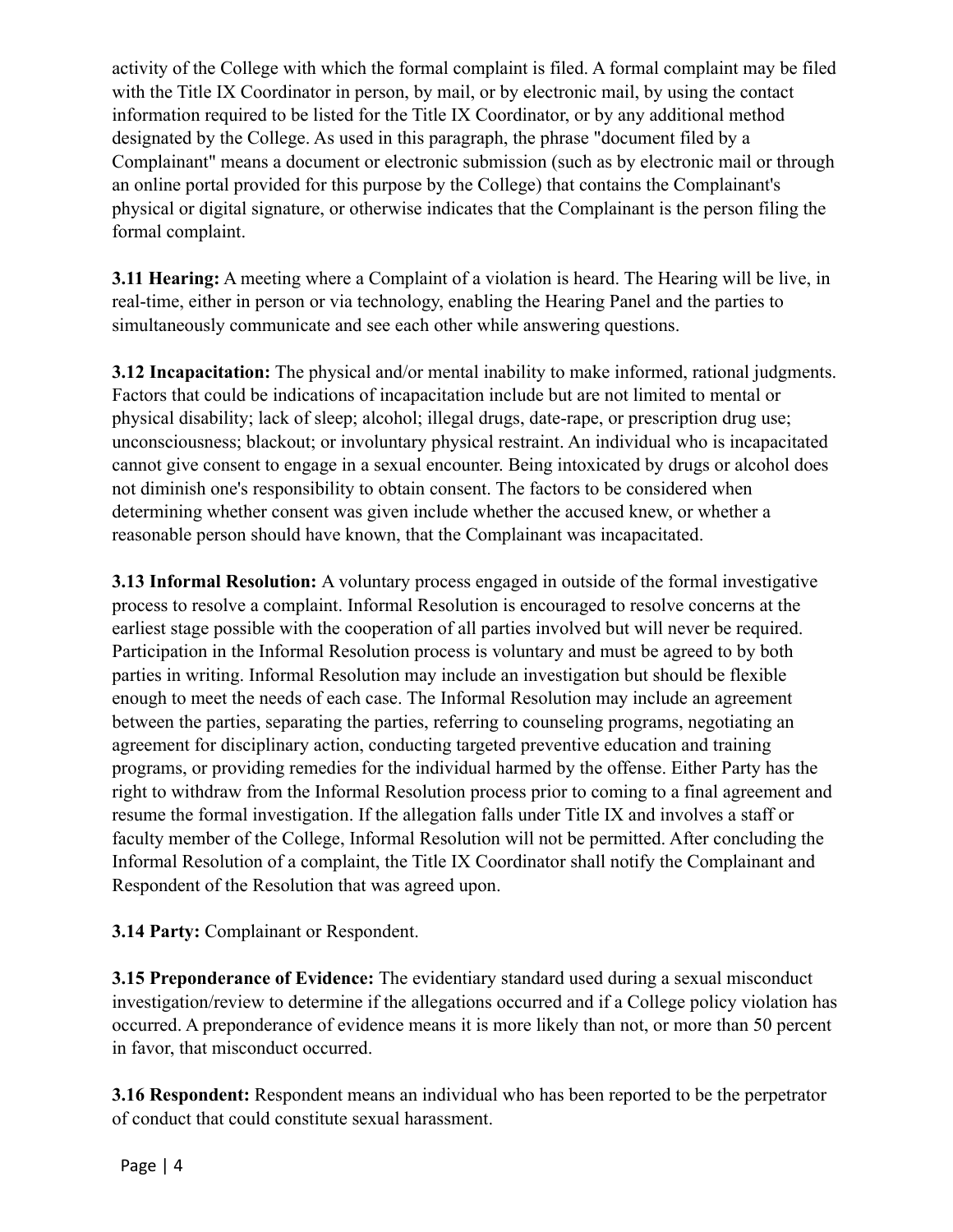activity of the College with which the formal complaint is filed. A formal complaint may be filed with the Title IX Coordinator in person, by mail, or by electronic mail, by using the contact information required to be listed for the Title IX Coordinator, or by any additional method designated by the College. As used in this paragraph, the phrase "document filed by a Complainant" means a document or electronic submission (such as by electronic mail or through an online portal provided for this purpose by the College) that contains the Complainant's physical or digital signature, or otherwise indicates that the Complainant is the person filing the formal complaint.

**3.11 Hearing:** A meeting where a Complaint of a violation is heard. The Hearing will be live, in real-time, either in person or via technology, enabling the Hearing Panel and the parties to simultaneously communicate and see each other while answering questions.

**3.12 Incapacitation:** The physical and/or mental inability to make informed, rational judgments. Factors that could be indications of incapacitation include but are not limited to mental or physical disability; lack of sleep; alcohol; illegal drugs, date-rape, or prescription drug use; unconsciousness; blackout; or involuntary physical restraint. An individual who is incapacitated cannot give consent to engage in a sexual encounter. Being intoxicated by drugs or alcohol does not diminish one's responsibility to obtain consent. The factors to be considered when determining whether consent was given include whether the accused knew, or whether a reasonable person should have known, that the Complainant was incapacitated.

**3.13 Informal Resolution:** A voluntary process engaged in outside of the formal investigative process to resolve a complaint. Informal Resolution is encouraged to resolve concerns at the earliest stage possible with the cooperation of all parties involved but will never be required. Participation in the Informal Resolution process is voluntary and must be agreed to by both parties in writing. Informal Resolution may include an investigation but should be flexible enough to meet the needs of each case. The Informal Resolution may include an agreement between the parties, separating the parties, referring to counseling programs, negotiating an agreement for disciplinary action, conducting targeted preventive education and training programs, or providing remedies for the individual harmed by the offense. Either Party has the right to withdraw from the Informal Resolution process prior to coming to a final agreement and resume the formal investigation. If the allegation falls under Title IX and involves a staff or faculty member of the College, Informal Resolution will not be permitted. After concluding the Informal Resolution of a complaint, the Title IX Coordinator shall notify the Complainant and Respondent of the Resolution that was agreed upon.

**3.14 Party:** Complainant or Respondent.

**3.15 Preponderance of Evidence:** The evidentiary standard used during a sexual misconduct investigation/review to determine if the allegations occurred and if a College policy violation has occurred. A preponderance of evidence means it is more likely than not, or more than 50 percent in favor, that misconduct occurred.

**3.16 Respondent:** Respondent means an individual who has been reported to be the perpetrator of conduct that could constitute sexual harassment.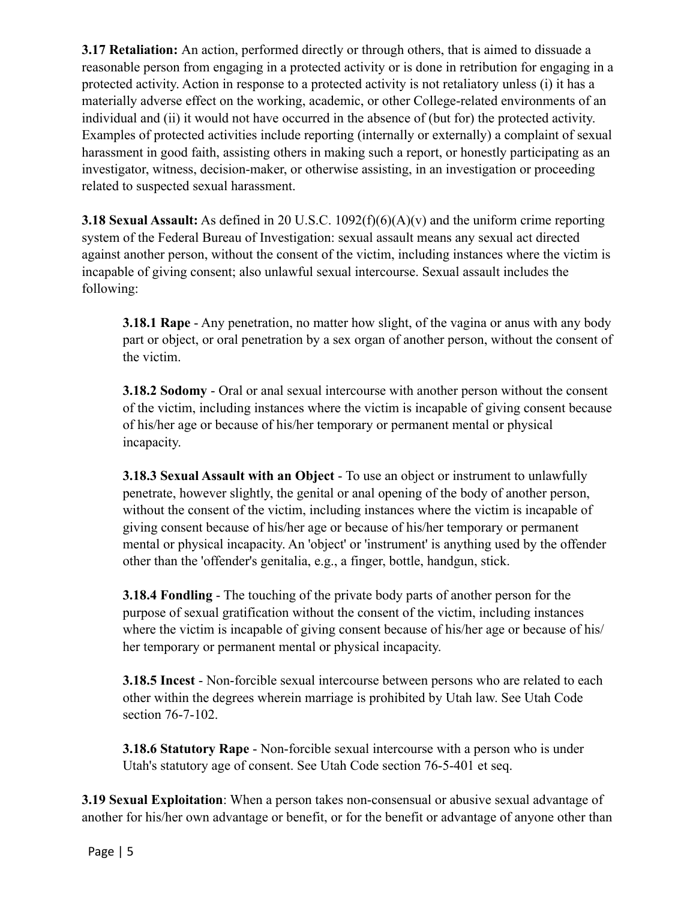**3.17 Retaliation:** An action, performed directly or through others, that is aimed to dissuade a reasonable person from engaging in a protected activity or is done in retribution for engaging in a protected activity. Action in response to a protected activity is not retaliatory unless (i) it has a materially adverse effect on the working, academic, or other College-related environments of an individual and (ii) it would not have occurred in the absence of (but for) the protected activity. Examples of protected activities include reporting (internally or externally) a complaint of sexual harassment in good faith, assisting others in making such a report, or honestly participating as an investigator, witness, decision-maker, or otherwise assisting, in an investigation or proceeding related to suspected sexual harassment.

**3.18 Sexual Assault:** As defined in 20 U.S.C. 1092(f)(6)(A)(v) and the uniform crime reporting system of the Federal Bureau of Investigation: sexual assault means any sexual act directed against another person, without the consent of the victim, including instances where the victim is incapable of giving consent; also unlawful sexual intercourse. Sexual assault includes the following:

> **3.18.1 Rape** - Any penetration, no matter how slight, of the vagina or anus with any body part or object, or oral penetration by a sex organ of another person, without the consent of the victim.
>
> **3.18.2 Sodomy** - Oral or anal sexual intercourse with another person without the consent of the victim, including instances where the victim is incapable of giving consent because of his/her age or because of his/her temporary or permanent mental or physical incapacity.
>
> **3.18.3 Sexual Assault with an Object** - To use an object or instrument to unlawfully penetrate, however slightly, the genital or anal opening of the body of another person, without the consent of the victim, including instances where the victim is incapable of giving consent because of his/her age or because of his/her temporary or permanent mental or physical incapacity. An 'object' or 'instrument' is anything used by the offender other than the 'offender's genitalia, e.g., a finger, bottle, handgun, stick.
>
> **3.18.4 Fondling** - The touching of the private body parts of another person for the purpose of sexual gratification without the consent of the victim, including instances where the victim is incapable of giving consent because of his/her age or because of his/ her temporary or permanent mental or physical incapacity.
>
> **3.18.5 Incest** - Non-forcible sexual intercourse between persons who are related to each other within the degrees wherein marriage is prohibited by Utah law. See Utah Code section 76-7-102.
>
> **3.18.6 Statutory Rape** - Non-forcible sexual intercourse with a person who is under Utah's statutory age of consent. See Utah Code section 76-5-401 et seq.

**3.19 Sexual Exploitation**: When a person takes non-consensual or abusive sexual advantage of another for his/her own advantage or benefit, or for the benefit or advantage of anyone other than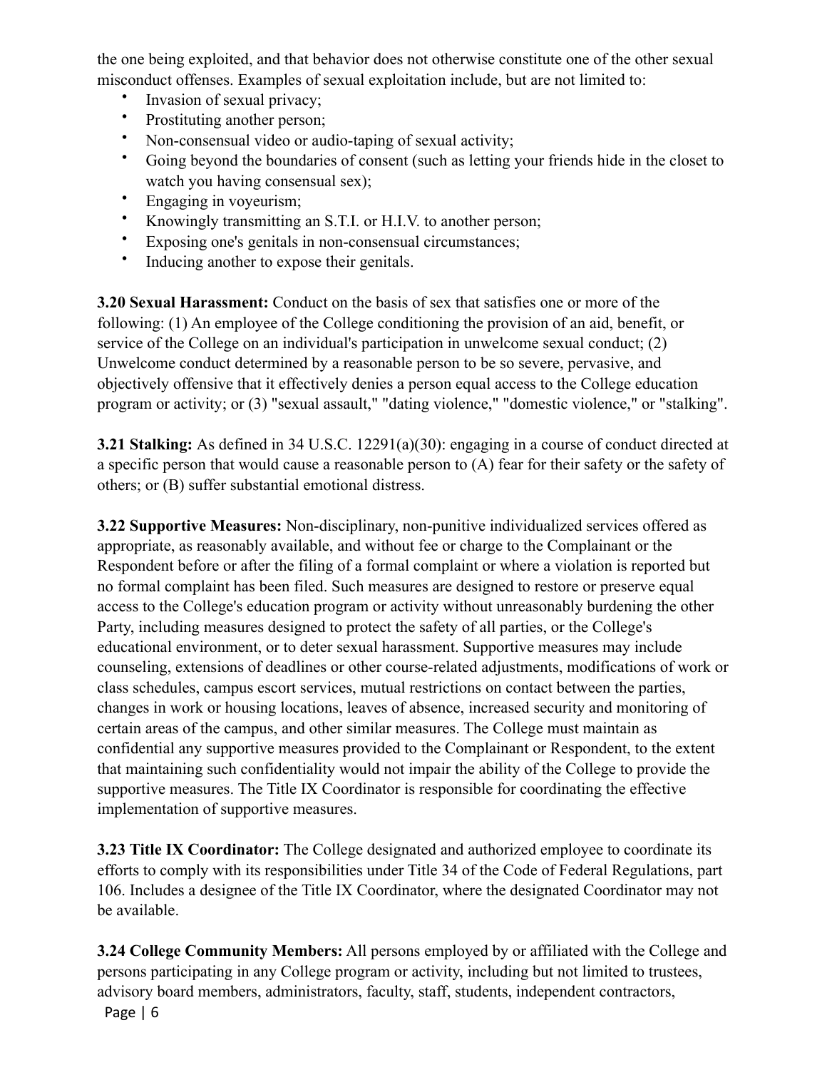the one being exploited, and that behavior does not otherwise constitute one of the other sexual misconduct offenses. Examples of sexual exploitation include, but are not limited to:

- Invasion of sexual privacy;
- Prostituting another person;
- Non-consensual video or audio-taping of sexual activity;
- Going beyond the boundaries of consent (such as letting your friends hide in the closet to watch you having consensual sex);
- Engaging in voyeurism;
- Knowingly transmitting an S.T.I. or H.I.V. to another person;
- Exposing one's genitals in non-consensual circumstances;
- Inducing another to expose their genitals.

**3.20 Sexual Harassment:** Conduct on the basis of sex that satisfies one or more of the following: (1) An employee of the College conditioning the provision of an aid, benefit, or service of the College on an individual's participation in unwelcome sexual conduct; (2) Unwelcome conduct determined by a reasonable person to be so severe, pervasive, and objectively offensive that it effectively denies a person equal access to the College education program or activity; or (3) "sexual assault," "dating violence," "domestic violence," or "stalking".

**3.21 Stalking:** As defined in 34 U.S.C. 12291(a)(30): engaging in a course of conduct directed at a specific person that would cause a reasonable person to (A) fear for their safety or the safety of others; or (B) suffer substantial emotional distress.

**3.22 Supportive Measures:** Non-disciplinary, non-punitive individualized services offered as appropriate, as reasonably available, and without fee or charge to the Complainant or the Respondent before or after the filing of a formal complaint or where a violation is reported but no formal complaint has been filed. Such measures are designed to restore or preserve equal access to the College's education program or activity without unreasonably burdening the other Party, including measures designed to protect the safety of all parties, or the College's educational environment, or to deter sexual harassment. Supportive measures may include counseling, extensions of deadlines or other course-related adjustments, modifications of work or class schedules, campus escort services, mutual restrictions on contact between the parties, changes in work or housing locations, leaves of absence, increased security and monitoring of certain areas of the campus, and other similar measures. The College must maintain as confidential any supportive measures provided to the Complainant or Respondent, to the extent that maintaining such confidentiality would not impair the ability of the College to provide the supportive measures. The Title IX Coordinator is responsible for coordinating the effective implementation of supportive measures.

**3.23 Title IX Coordinator:** The College designated and authorized employee to coordinate its efforts to comply with its responsibilities under Title 34 of the Code of Federal Regulations, part 106. Includes a designee of the Title IX Coordinator, where the designated Coordinator may not be available.

**3.24 College Community Members:** All persons employed by or affiliated with the College and persons participating in any College program or activity, including but not limited to trustees, advisory board members, administrators, faculty, staff, students, independent contractors,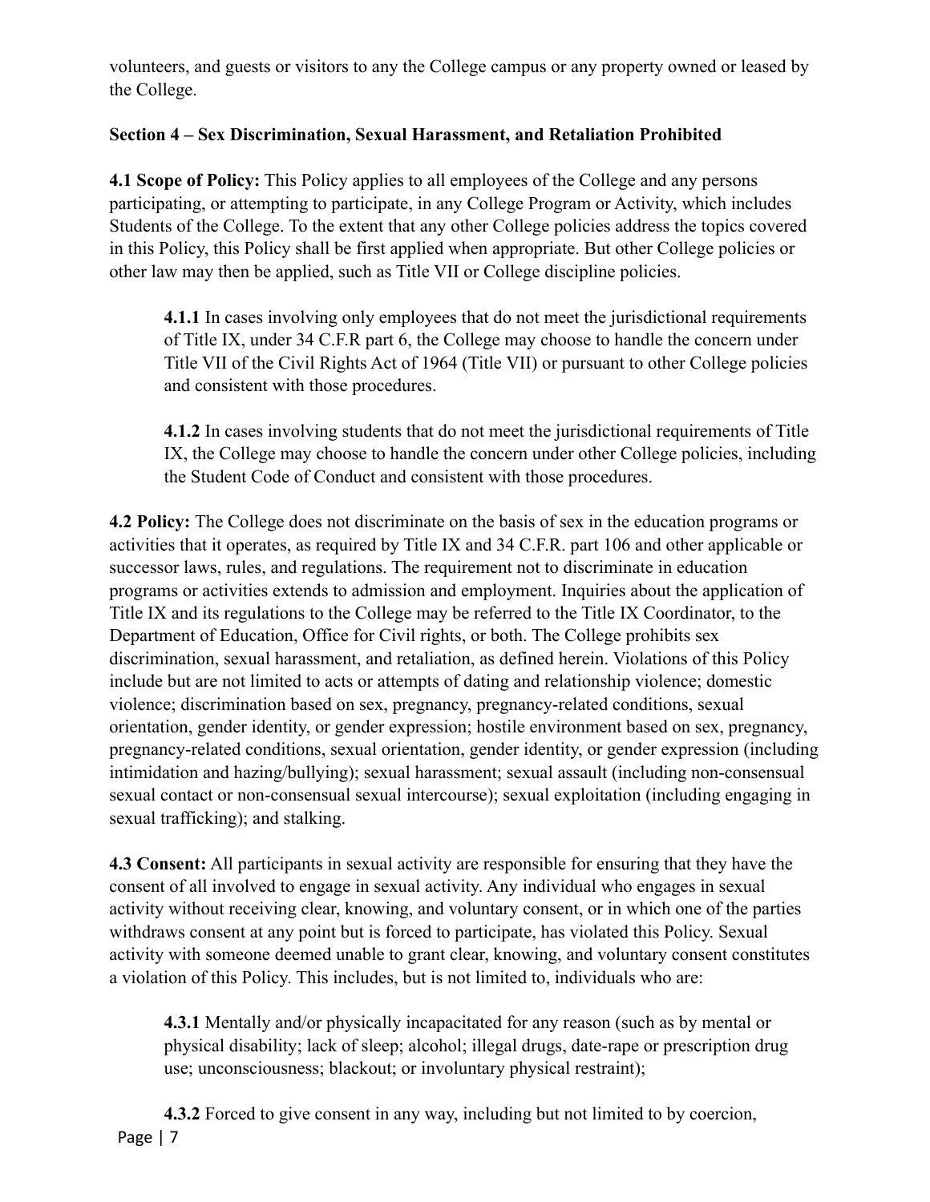volunteers, and guests or visitors to any the College campus or any property owned or leased by the College.

### Section 4 – Sex Discrimination, Sexual Harassment, and Retaliation Prohibited

**4.1 Scope of Policy:** This Policy applies to all employees of the College and any persons participating, or attempting to participate, in any College Program or Activity, which includes Students of the College. To the extent that any other College policies address the topics covered in this Policy, this Policy shall be first applied when appropriate. But other College policies or other law may then be applied, such as Title VII or College discipline policies.

> **4.1.1** In cases involving only employees that do not meet the jurisdictional requirements of Title IX, under 34 C.F.R part 6, the College may choose to handle the concern under Title VII of the Civil Rights Act of 1964 (Title VII) or pursuant to other College policies and consistent with those procedures.
>
> **4.1.2** In cases involving students that do not meet the jurisdictional requirements of Title IX, the College may choose to handle the concern under other College policies, including the Student Code of Conduct and consistent with those procedures.

**4.2 Policy:** The College does not discriminate on the basis of sex in the education programs or activities that it operates, as required by Title IX and 34 C.F.R. part 106 and other applicable or successor laws, rules, and regulations. The requirement not to discriminate in education programs or activities extends to admission and employment. Inquiries about the application of Title IX and its regulations to the College may be referred to the Title IX Coordinator, to the Department of Education, Office for Civil rights, or both. The College prohibits sex discrimination, sexual harassment, and retaliation, as defined herein. Violations of this Policy include but are not limited to acts or attempts of dating and relationship violence; domestic violence; discrimination based on sex, pregnancy, pregnancy-related conditions, sexual orientation, gender identity, or gender expression; hostile environment based on sex, pregnancy, pregnancy-related conditions, sexual orientation, gender identity, or gender expression (including intimidation and hazing/bullying); sexual harassment; sexual assault (including non-consensual sexual contact or non-consensual sexual intercourse); sexual exploitation (including engaging in sexual trafficking); and stalking.

**4.3 Consent:** All participants in sexual activity are responsible for ensuring that they have the consent of all involved to engage in sexual activity. Any individual who engages in sexual activity without receiving clear, knowing, and voluntary consent, or in which one of the parties withdraws consent at any point but is forced to participate, has violated this Policy. Sexual activity with someone deemed unable to grant clear, knowing, and voluntary consent constitutes a violation of this Policy. This includes, but is not limited to, individuals who are:

> **4.3.1** Mentally and/or physically incapacitated for any reason (such as by mental or physical disability; lack of sleep; alcohol; illegal drugs, date-rape or prescription drug use; unconsciousness; blackout; or involuntary physical restraint);
>
> **4.3.2** Forced to give consent in any way, including but not limited to by coercion,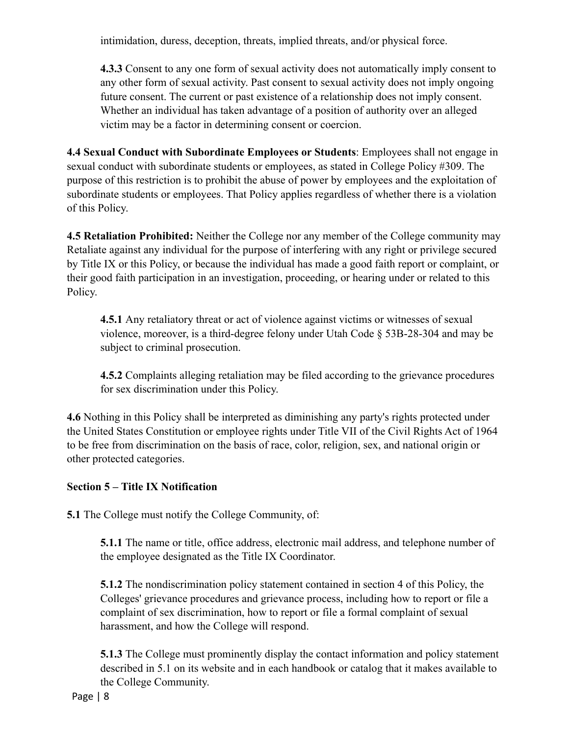intimidation, duress, deception, threats, implied threats, and/or physical force.

**4.3.3** Consent to any one form of sexual activity does not automatically imply consent to any other form of sexual activity. Past consent to sexual activity does not imply ongoing future consent. The current or past existence of a relationship does not imply consent. Whether an individual has taken advantage of a position of authority over an alleged victim may be a factor in determining consent or coercion.

**4.4 Sexual Conduct with Subordinate Employees or Students**: Employees shall not engage in sexual conduct with subordinate students or employees, as stated in College Policy #309. The purpose of this restriction is to prohibit the abuse of power by employees and the exploitation of subordinate students or employees. That Policy applies regardless of whether there is a violation of this Policy.

**4.5 Retaliation Prohibited:** Neither the College nor any member of the College community may Retaliate against any individual for the purpose of interfering with any right or privilege secured by Title IX or this Policy, or because the individual has made a good faith report or complaint, or their good faith participation in an investigation, proceeding, or hearing under or related to this Policy.

**4.5.1** Any retaliatory threat or act of violence against victims or witnesses of sexual violence, moreover, is a third-degree felony under Utah Code § 53B-28-304 and may be subject to criminal prosecution.

**4.5.2** Complaints alleging retaliation may be filed according to the grievance procedures for sex discrimination under this Policy.

**4.6** Nothing in this Policy shall be interpreted as diminishing any party's rights protected under the United States Constitution or employee rights under Title VII of the Civil Rights Act of 1964 to be free from discrimination on the basis of race, color, religion, sex, and national origin or other protected categories.

**Section 5 – Title IX Notification**

**5.1** The College must notify the College Community, of:

**5.1.1** The name or title, office address, electronic mail address, and telephone number of the employee designated as the Title IX Coordinator.

**5.1.2** The nondiscrimination policy statement contained in section 4 of this Policy, the Colleges' grievance procedures and grievance process, including how to report or file a complaint of sex discrimination, how to report or file a formal complaint of sexual harassment, and how the College will respond.

**5.1.3** The College must prominently display the contact information and policy statement described in 5.1 on its website and in each handbook or catalog that it makes available to the College Community.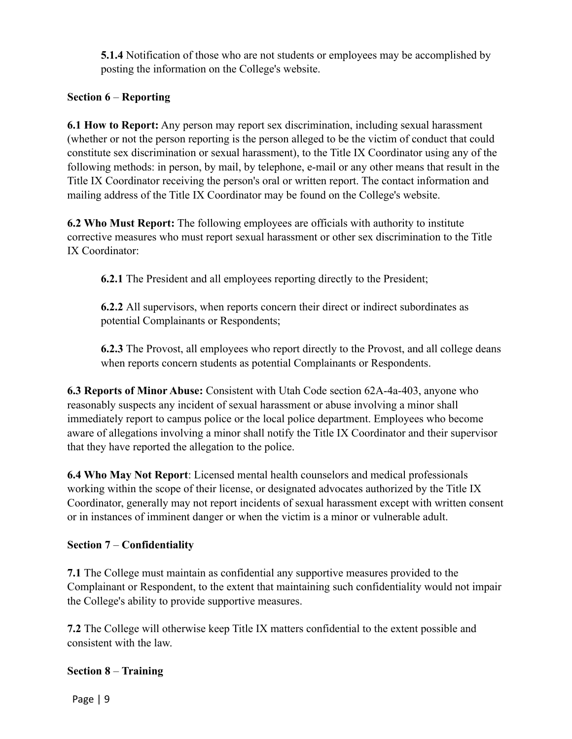**5.1.4** Notification of those who are not students or employees may be accomplished by posting the information on the College's website.

**Section 6** – **Reporting**

**6.1 How to Report:** Any person may report sex discrimination, including sexual harassment (whether or not the person reporting is the person alleged to be the victim of conduct that could constitute sex discrimination or sexual harassment), to the Title IX Coordinator using any of the following methods: in person, by mail, by telephone, e-mail or any other means that result in the Title IX Coordinator receiving the person's oral or written report. The contact information and mailing address of the Title IX Coordinator may be found on the College's website.

**6.2 Who Must Report:** The following employees are officials with authority to institute corrective measures who must report sexual harassment or other sex discrimination to the Title IX Coordinator:

**6.2.1** The President and all employees reporting directly to the President;

**6.2.2** All supervisors, when reports concern their direct or indirect subordinates as potential Complainants or Respondents;

**6.2.3** The Provost, all employees who report directly to the Provost, and all college deans when reports concern students as potential Complainants or Respondents.

**6.3 Reports of Minor Abuse:** Consistent with Utah Code section 62A-4a-403, anyone who reasonably suspects any incident of sexual harassment or abuse involving a minor shall immediately report to campus police or the local police department. Employees who become aware of allegations involving a minor shall notify the Title IX Coordinator and their supervisor that they have reported the allegation to the police.

**6.4 Who May Not Report**: Licensed mental health counselors and medical professionals working within the scope of their license, or designated advocates authorized by the Title IX Coordinator, generally may not report incidents of sexual harassment except with written consent or in instances of imminent danger or when the victim is a minor or vulnerable adult.

**Section 7** – **Confidentiality**

**7.1** The College must maintain as confidential any supportive measures provided to the Complainant or Respondent, to the extent that maintaining such confidentiality would not impair the College's ability to provide supportive measures.

**7.2** The College will otherwise keep Title IX matters confidential to the extent possible and consistent with the law.

**Section 8** – **Training**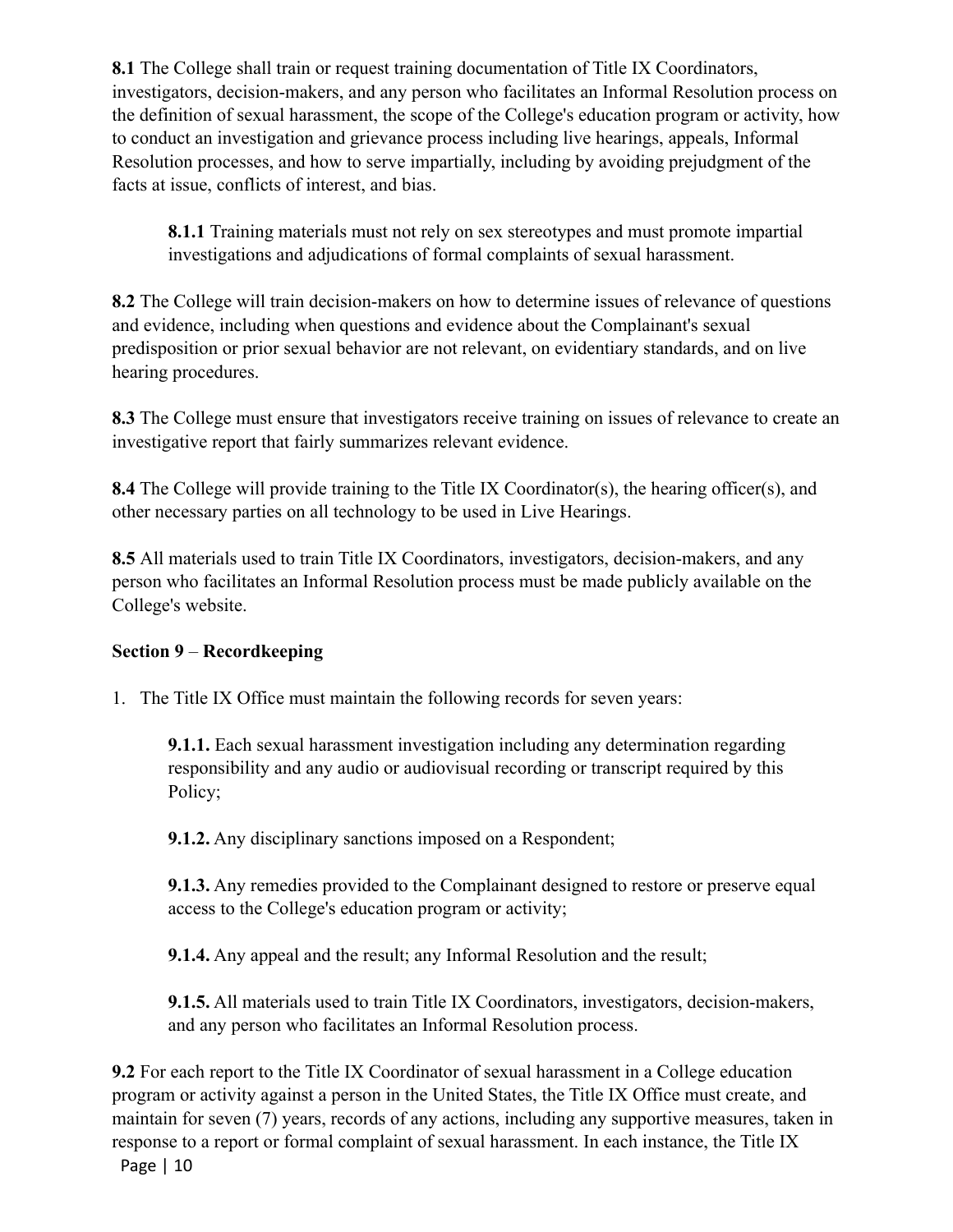**8.1** The College shall train or request training documentation of Title IX Coordinators, investigators, decision-makers, and any person who facilitates an Informal Resolution process on the definition of sexual harassment, the scope of the College's education program or activity, how to conduct an investigation and grievance process including live hearings, appeals, Informal Resolution processes, and how to serve impartially, including by avoiding prejudgment of the facts at issue, conflicts of interest, and bias.

> **8.1.1** Training materials must not rely on sex stereotypes and must promote impartial investigations and adjudications of formal complaints of sexual harassment.

**8.2** The College will train decision-makers on how to determine issues of relevance of questions and evidence, including when questions and evidence about the Complainant's sexual predisposition or prior sexual behavior are not relevant, on evidentiary standards, and on live hearing procedures.

**8.3** The College must ensure that investigators receive training on issues of relevance to create an investigative report that fairly summarizes relevant evidence.

**8.4** The College will provide training to the Title IX Coordinator(s), the hearing officer(s), and other necessary parties on all technology to be used in Live Hearings.

**8.5** All materials used to train Title IX Coordinators, investigators, decision-makers, and any person who facilitates an Informal Resolution process must be made publicly available on the College's website.

**Section 9** – **Recordkeeping**

1. The Title IX Office must maintain the following records for seven years:

    **9.1.1.** Each sexual harassment investigation including any determination regarding responsibility and any audio or audiovisual recording or transcript required by this Policy;

    **9.1.2.** Any disciplinary sanctions imposed on a Respondent;

    **9.1.3.** Any remedies provided to the Complainant designed to restore or preserve equal access to the College's education program or activity;

    **9.1.4.** Any appeal and the result; any Informal Resolution and the result;

    **9.1.5.** All materials used to train Title IX Coordinators, investigators, decision-makers, and any person who facilitates an Informal Resolution process.

**9.2** For each report to the Title IX Coordinator of sexual harassment in a College education program or activity against a person in the United States, the Title IX Office must create, and maintain for seven (7) years, records of any actions, including any supportive measures, taken in response to a report or formal complaint of sexual harassment. In each instance, the Title IX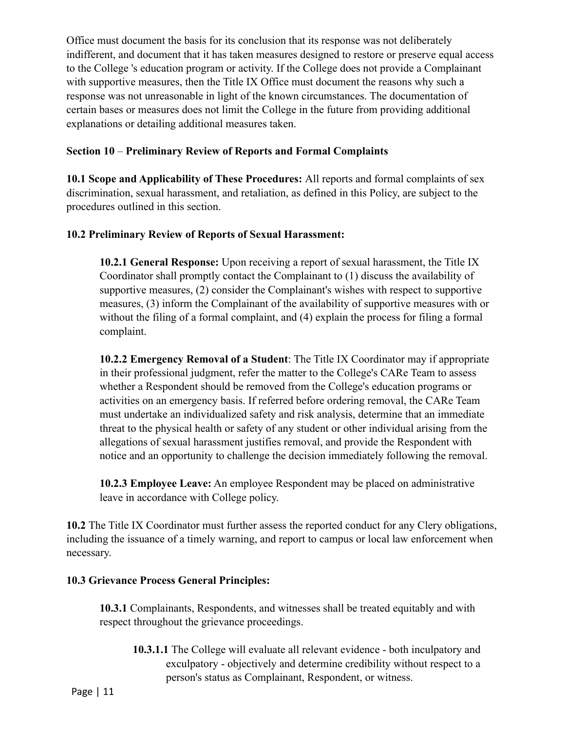Office must document the basis for its conclusion that its response was not deliberately indifferent, and document that it has taken measures designed to restore or preserve equal access to the College 's education program or activity. If the College does not provide a Complainant with supportive measures, then the Title IX Office must document the reasons why such a response was not unreasonable in light of the known circumstances. The documentation of certain bases or measures does not limit the College in the future from providing additional explanations or detailing additional measures taken.

**Section 10** – **Preliminary Review of Reports and Formal Complaints**

**10.1 Scope and Applicability of These Procedures:** All reports and formal complaints of sex discrimination, sexual harassment, and retaliation, as defined in this Policy, are subject to the procedures outlined in this section.

**10.2 Preliminary Review of Reports of Sexual Harassment:**

> **10.2.1 General Response:** Upon receiving a report of sexual harassment, the Title IX Coordinator shall promptly contact the Complainant to (1) discuss the availability of supportive measures, (2) consider the Complainant's wishes with respect to supportive measures, (3) inform the Complainant of the availability of supportive measures with or without the filing of a formal complaint, and (4) explain the process for filing a formal complaint.
>
> **10.2.2 Emergency Removal of a Student**: The Title IX Coordinator may if appropriate in their professional judgment, refer the matter to the College's CARe Team to assess whether a Respondent should be removed from the College's education programs or activities on an emergency basis. If referred before ordering removal, the CARe Team must undertake an individualized safety and risk analysis, determine that an immediate threat to the physical health or safety of any student or other individual arising from the allegations of sexual harassment justifies removal, and provide the Respondent with notice and an opportunity to challenge the decision immediately following the removal.
>
> **10.2.3 Employee Leave:** An employee Respondent may be placed on administrative leave in accordance with College policy.

**10.2** The Title IX Coordinator must further assess the reported conduct for any Clery obligations, including the issuance of a timely warning, and report to campus or local law enforcement when necessary.

**10.3 Grievance Process General Principles:**

> **10.3.1** Complainants, Respondents, and witnesses shall be treated equitably and with respect throughout the grievance proceedings.
>
> > **10.3.1.1** The College will evaluate all relevant evidence - both inculpatory and exculpatory - objectively and determine credibility without respect to a person's status as Complainant, Respondent, or witness.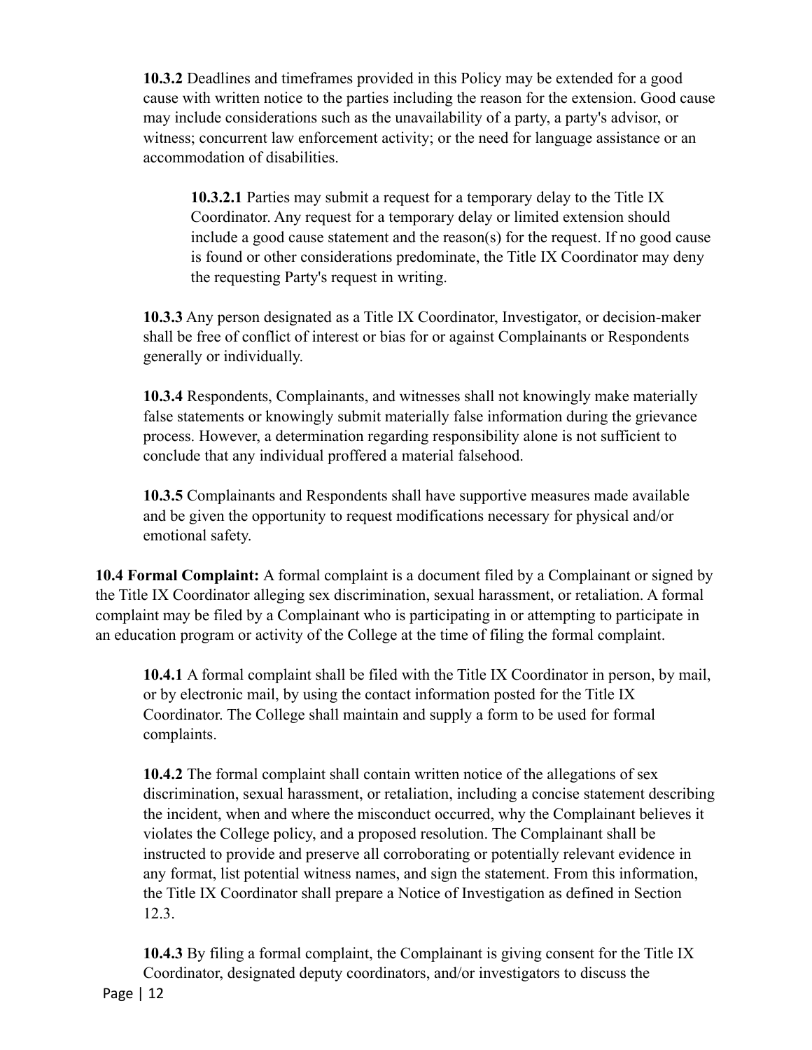**10.3.2** Deadlines and timeframes provided in this Policy may be extended for a good cause with written notice to the parties including the reason for the extension. Good cause may include considerations such as the unavailability of a party, a party's advisor, or witness; concurrent law enforcement activity; or the need for language assistance or an accommodation of disabilities.

**10.3.2.1** Parties may submit a request for a temporary delay to the Title IX Coordinator. Any request for a temporary delay or limited extension should include a good cause statement and the reason(s) for the request. If no good cause is found or other considerations predominate, the Title IX Coordinator may deny the requesting Party's request in writing.

**10.3.3** Any person designated as a Title IX Coordinator, Investigator, or decision-maker shall be free of conflict of interest or bias for or against Complainants or Respondents generally or individually.

**10.3.4** Respondents, Complainants, and witnesses shall not knowingly make materially false statements or knowingly submit materially false information during the grievance process. However, a determination regarding responsibility alone is not sufficient to conclude that any individual proffered a material falsehood.

**10.3.5** Complainants and Respondents shall have supportive measures made available and be given the opportunity to request modifications necessary for physical and/or emotional safety.

**10.4 Formal Complaint:** A formal complaint is a document filed by a Complainant or signed by the Title IX Coordinator alleging sex discrimination, sexual harassment, or retaliation. A formal complaint may be filed by a Complainant who is participating in or attempting to participate in an education program or activity of the College at the time of filing the formal complaint.

**10.4.1** A formal complaint shall be filed with the Title IX Coordinator in person, by mail, or by electronic mail, by using the contact information posted for the Title IX Coordinator. The College shall maintain and supply a form to be used for formal complaints.

**10.4.2** The formal complaint shall contain written notice of the allegations of sex discrimination, sexual harassment, or retaliation, including a concise statement describing the incident, when and where the misconduct occurred, why the Complainant believes it violates the College policy, and a proposed resolution. The Complainant shall be instructed to provide and preserve all corroborating or potentially relevant evidence in any format, list potential witness names, and sign the statement. From this information, the Title IX Coordinator shall prepare a Notice of Investigation as defined in Section 12.3.

**10.4.3** By filing a formal complaint, the Complainant is giving consent for the Title IX Coordinator, designated deputy coordinators, and/or investigators to discuss the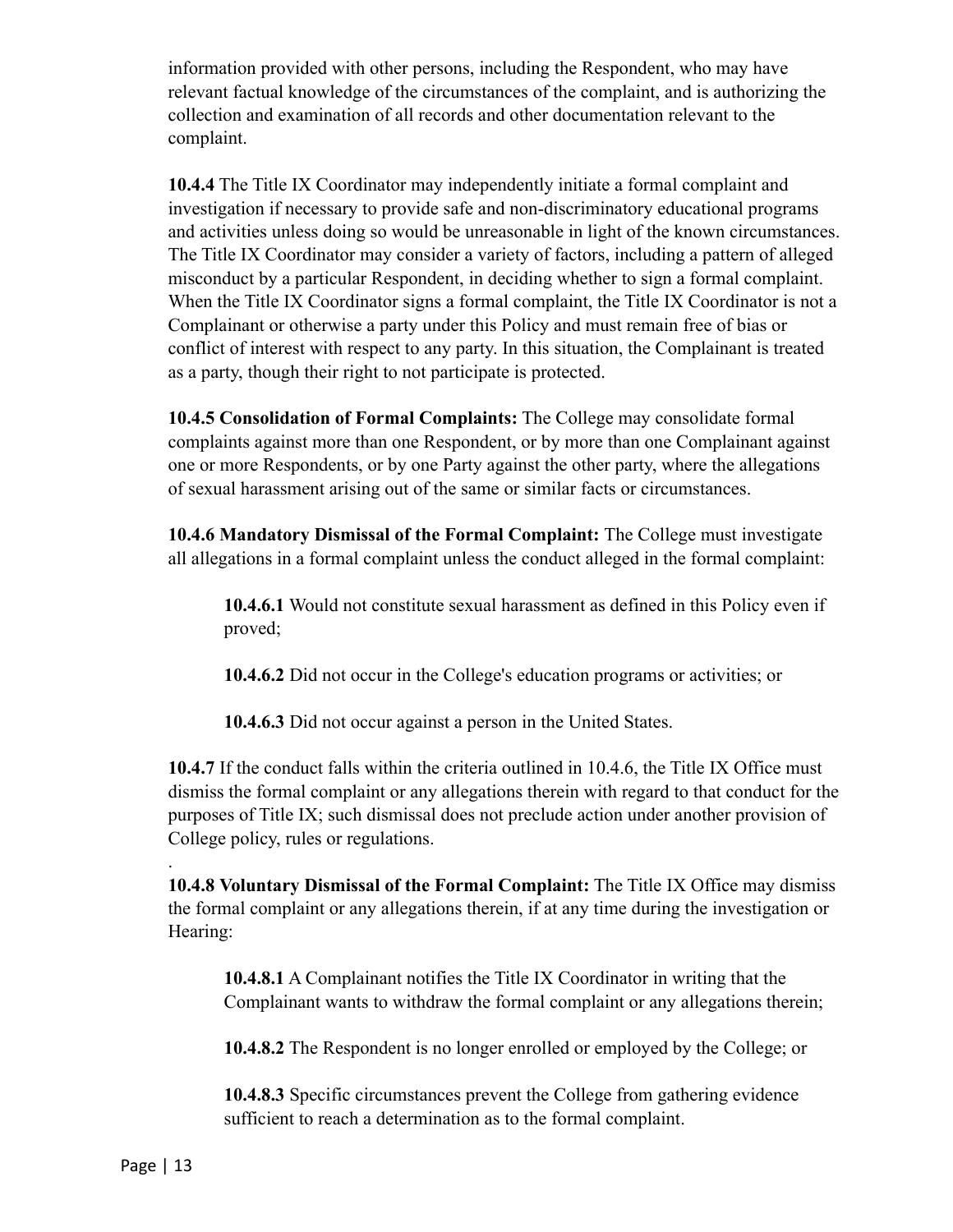information provided with other persons, including the Respondent, who may have relevant factual knowledge of the circumstances of the complaint, and is authorizing the collection and examination of all records and other documentation relevant to the complaint.

**10.4.4** The Title IX Coordinator may independently initiate a formal complaint and investigation if necessary to provide safe and non-discriminatory educational programs and activities unless doing so would be unreasonable in light of the known circumstances. The Title IX Coordinator may consider a variety of factors, including a pattern of alleged misconduct by a particular Respondent, in deciding whether to sign a formal complaint. When the Title IX Coordinator signs a formal complaint, the Title IX Coordinator is not a Complainant or otherwise a party under this Policy and must remain free of bias or conflict of interest with respect to any party. In this situation, the Complainant is treated as a party, though their right to not participate is protected.

**10.4.5 Consolidation of Formal Complaints:** The College may consolidate formal complaints against more than one Respondent, or by more than one Complainant against one or more Respondents, or by one Party against the other party, where the allegations of sexual harassment arising out of the same or similar facts or circumstances.

**10.4.6 Mandatory Dismissal of the Formal Complaint:** The College must investigate all allegations in a formal complaint unless the conduct alleged in the formal complaint:

> **10.4.6.1** Would not constitute sexual harassment as defined in this Policy even if proved;
>
> **10.4.6.2** Did not occur in the College's education programs or activities; or
>
> **10.4.6.3** Did not occur against a person in the United States.

**10.4.7** If the conduct falls within the criteria outlined in 10.4.6, the Title IX Office must dismiss the formal complaint or any allegations therein with regard to that conduct for the purposes of Title IX; such dismissal does not preclude action under another provision of College policy, rules or regulations.

.

**10.4.8 Voluntary Dismissal of the Formal Complaint:** The Title IX Office may dismiss the formal complaint or any allegations therein, if at any time during the investigation or Hearing:

> **10.4.8.1** A Complainant notifies the Title IX Coordinator in writing that the Complainant wants to withdraw the formal complaint or any allegations therein;
>
> **10.4.8.2** The Respondent is no longer enrolled or employed by the College; or
>
> **10.4.8.3** Specific circumstances prevent the College from gathering evidence sufficient to reach a determination as to the formal complaint.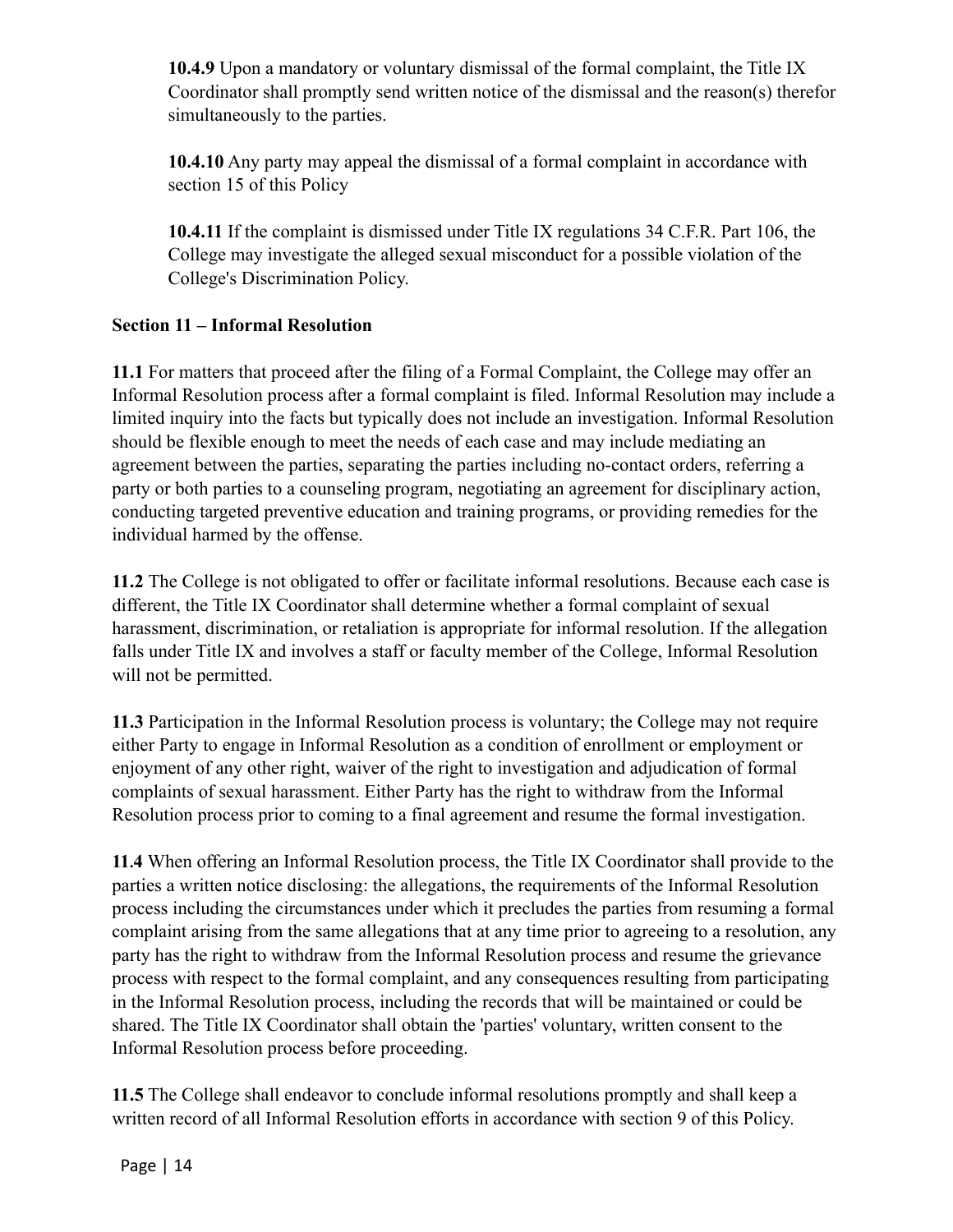**10.4.9** Upon a mandatory or voluntary dismissal of the formal complaint, the Title IX Coordinator shall promptly send written notice of the dismissal and the reason(s) therefor simultaneously to the parties.

**10.4.10** Any party may appeal the dismissal of a formal complaint in accordance with section 15 of this Policy

**10.4.11** If the complaint is dismissed under Title IX regulations 34 C.F.R. Part 106, the College may investigate the alleged sexual misconduct for a possible violation of the College's Discrimination Policy.

**Section 11 – Informal Resolution**

**11.1** For matters that proceed after the filing of a Formal Complaint, the College may offer an Informal Resolution process after a formal complaint is filed. Informal Resolution may include a limited inquiry into the facts but typically does not include an investigation. Informal Resolution should be flexible enough to meet the needs of each case and may include mediating an agreement between the parties, separating the parties including no-contact orders, referring a party or both parties to a counseling program, negotiating an agreement for disciplinary action, conducting targeted preventive education and training programs, or providing remedies for the individual harmed by the offense.

**11.2** The College is not obligated to offer or facilitate informal resolutions. Because each case is different, the Title IX Coordinator shall determine whether a formal complaint of sexual harassment, discrimination, or retaliation is appropriate for informal resolution. If the allegation falls under Title IX and involves a staff or faculty member of the College, Informal Resolution will not be permitted.

**11.3** Participation in the Informal Resolution process is voluntary; the College may not require either Party to engage in Informal Resolution as a condition of enrollment or employment or enjoyment of any other right, waiver of the right to investigation and adjudication of formal complaints of sexual harassment. Either Party has the right to withdraw from the Informal Resolution process prior to coming to a final agreement and resume the formal investigation.

**11.4** When offering an Informal Resolution process, the Title IX Coordinator shall provide to the parties a written notice disclosing: the allegations, the requirements of the Informal Resolution process including the circumstances under which it precludes the parties from resuming a formal complaint arising from the same allegations that at any time prior to agreeing to a resolution, any party has the right to withdraw from the Informal Resolution process and resume the grievance process with respect to the formal complaint, and any consequences resulting from participating in the Informal Resolution process, including the records that will be maintained or could be shared. The Title IX Coordinator shall obtain the 'parties' voluntary, written consent to the Informal Resolution process before proceeding.

**11.5** The College shall endeavor to conclude informal resolutions promptly and shall keep a written record of all Informal Resolution efforts in accordance with section 9 of this Policy.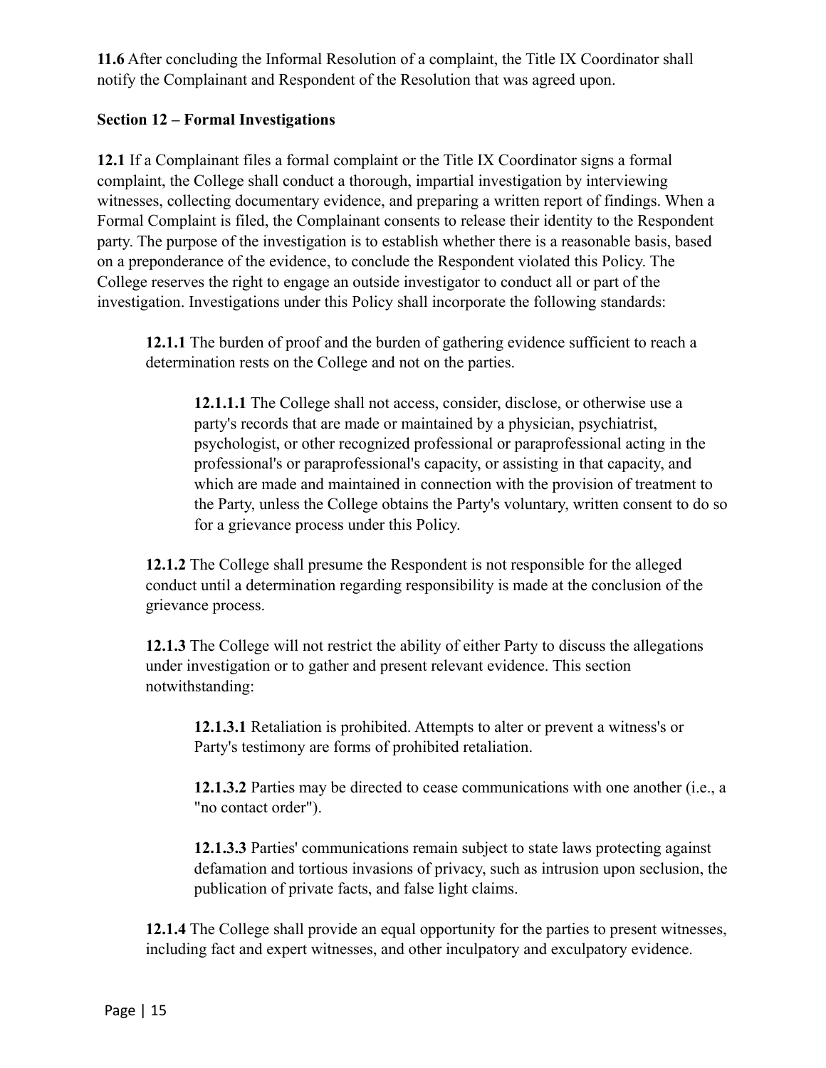**11.6** After concluding the Informal Resolution of a complaint, the Title IX Coordinator shall notify the Complainant and Respondent of the Resolution that was agreed upon.

**Section 12 – Formal Investigations**

**12.1** If a Complainant files a formal complaint or the Title IX Coordinator signs a formal complaint, the College shall conduct a thorough, impartial investigation by interviewing witnesses, collecting documentary evidence, and preparing a written report of findings. When a Formal Complaint is filed, the Complainant consents to release their identity to the Respondent party. The purpose of the investigation is to establish whether there is a reasonable basis, based on a preponderance of the evidence, to conclude the Respondent violated this Policy. The College reserves the right to engage an outside investigator to conduct all or part of the investigation. Investigations under this Policy shall incorporate the following standards:

> **12.1.1** The burden of proof and the burden of gathering evidence sufficient to reach a determination rests on the College and not on the parties.
>
> > **12.1.1.1** The College shall not access, consider, disclose, or otherwise use a party's records that are made or maintained by a physician, psychiatrist, psychologist, or other recognized professional or paraprofessional acting in the professional's or paraprofessional's capacity, or assisting in that capacity, and which are made and maintained in connection with the provision of treatment to the Party, unless the College obtains the Party's voluntary, written consent to do so for a grievance process under this Policy.
>
> **12.1.2** The College shall presume the Respondent is not responsible for the alleged conduct until a determination regarding responsibility is made at the conclusion of the grievance process.
>
> **12.1.3** The College will not restrict the ability of either Party to discuss the allegations under investigation or to gather and present relevant evidence. This section notwithstanding:
>
> > **12.1.3.1** Retaliation is prohibited. Attempts to alter or prevent a witness's or Party's testimony are forms of prohibited retaliation.
> >
> > **12.1.3.2** Parties may be directed to cease communications with one another (i.e., a "no contact order").
> >
> > **12.1.3.3** Parties' communications remain subject to state laws protecting against defamation and tortious invasions of privacy, such as intrusion upon seclusion, the publication of private facts, and false light claims.
>
> **12.1.4** The College shall provide an equal opportunity for the parties to present witnesses, including fact and expert witnesses, and other inculpatory and exculpatory evidence.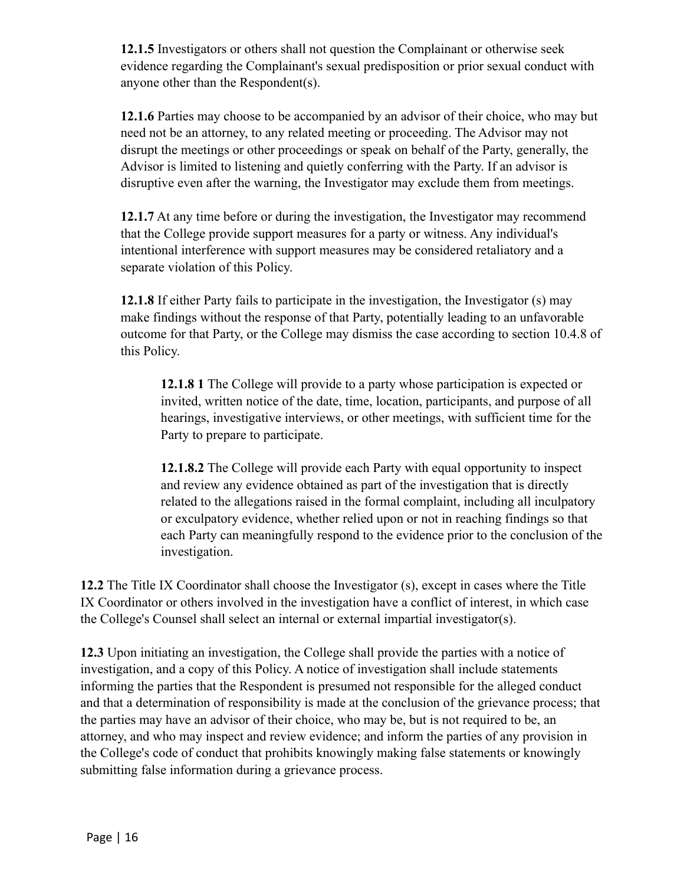**12.1.5** Investigators or others shall not question the Complainant or otherwise seek evidence regarding the Complainant's sexual predisposition or prior sexual conduct with anyone other than the Respondent(s).

**12.1.6** Parties may choose to be accompanied by an advisor of their choice, who may but need not be an attorney, to any related meeting or proceeding. The Advisor may not disrupt the meetings or other proceedings or speak on behalf of the Party, generally, the Advisor is limited to listening and quietly conferring with the Party. If an advisor is disruptive even after the warning, the Investigator may exclude them from meetings.

**12.1.7** At any time before or during the investigation, the Investigator may recommend that the College provide support measures for a party or witness. Any individual's intentional interference with support measures may be considered retaliatory and a separate violation of this Policy.

**12.1.8** If either Party fails to participate in the investigation, the Investigator (s) may make findings without the response of that Party, potentially leading to an unfavorable outcome for that Party, or the College may dismiss the case according to section 10.4.8 of this Policy.

> **12.1.8 1** The College will provide to a party whose participation is expected or invited, written notice of the date, time, location, participants, and purpose of all hearings, investigative interviews, or other meetings, with sufficient time for the Party to prepare to participate.
>
> **12.1.8.2** The College will provide each Party with equal opportunity to inspect and review any evidence obtained as part of the investigation that is directly related to the allegations raised in the formal complaint, including all inculpatory or exculpatory evidence, whether relied upon or not in reaching findings so that each Party can meaningfully respond to the evidence prior to the conclusion of the investigation.

**12.2** The Title IX Coordinator shall choose the Investigator (s), except in cases where the Title IX Coordinator or others involved in the investigation have a conflict of interest, in which case the College's Counsel shall select an internal or external impartial investigator(s).

**12.3** Upon initiating an investigation, the College shall provide the parties with a notice of investigation, and a copy of this Policy. A notice of investigation shall include statements informing the parties that the Respondent is presumed not responsible for the alleged conduct and that a determination of responsibility is made at the conclusion of the grievance process; that the parties may have an advisor of their choice, who may be, but is not required to be, an attorney, and who may inspect and review evidence; and inform the parties of any provision in the College's code of conduct that prohibits knowingly making false statements or knowingly submitting false information during a grievance process.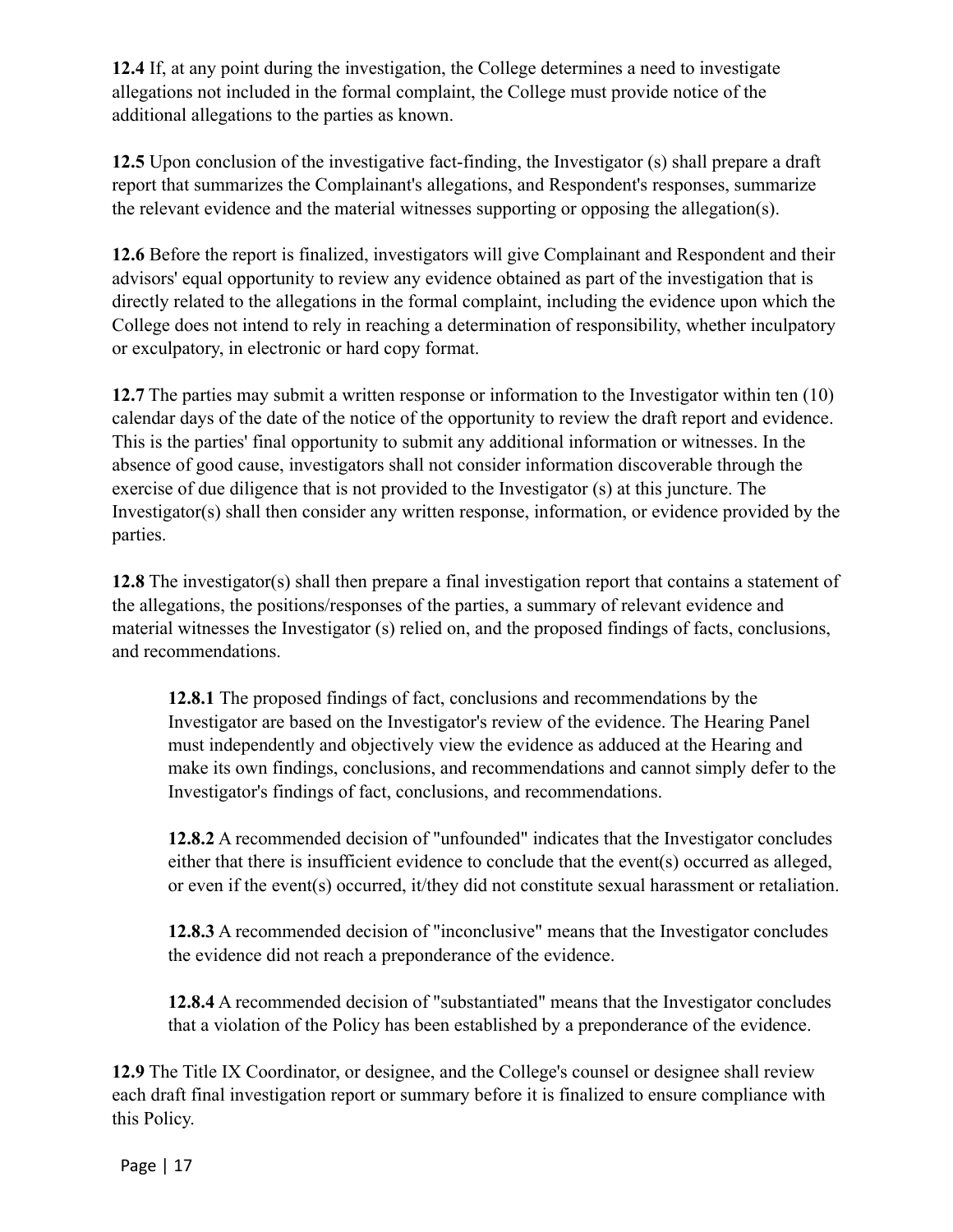**12.4** If, at any point during the investigation, the College determines a need to investigate allegations not included in the formal complaint, the College must provide notice of the additional allegations to the parties as known.

**12.5** Upon conclusion of the investigative fact-finding, the Investigator (s) shall prepare a draft report that summarizes the Complainant's allegations, and Respondent's responses, summarize the relevant evidence and the material witnesses supporting or opposing the allegation(s).

**12.6** Before the report is finalized, investigators will give Complainant and Respondent and their advisors' equal opportunity to review any evidence obtained as part of the investigation that is directly related to the allegations in the formal complaint, including the evidence upon which the College does not intend to rely in reaching a determination of responsibility, whether inculpatory or exculpatory, in electronic or hard copy format.

**12.7** The parties may submit a written response or information to the Investigator within ten (10) calendar days of the date of the notice of the opportunity to review the draft report and evidence. This is the parties' final opportunity to submit any additional information or witnesses. In the absence of good cause, investigators shall not consider information discoverable through the exercise of due diligence that is not provided to the Investigator (s) at this juncture. The Investigator(s) shall then consider any written response, information, or evidence provided by the parties.

**12.8** The investigator(s) shall then prepare a final investigation report that contains a statement of the allegations, the positions/responses of the parties, a summary of relevant evidence and material witnesses the Investigator (s) relied on, and the proposed findings of facts, conclusions, and recommendations.

> **12.8.1** The proposed findings of fact, conclusions and recommendations by the Investigator are based on the Investigator's review of the evidence. The Hearing Panel must independently and objectively view the evidence as adduced at the Hearing and make its own findings, conclusions, and recommendations and cannot simply defer to the Investigator's findings of fact, conclusions, and recommendations.
>
> **12.8.2** A recommended decision of "unfounded" indicates that the Investigator concludes either that there is insufficient evidence to conclude that the event(s) occurred as alleged, or even if the event(s) occurred, it/they did not constitute sexual harassment or retaliation.
>
> **12.8.3** A recommended decision of "inconclusive" means that the Investigator concludes the evidence did not reach a preponderance of the evidence.
>
> **12.8.4** A recommended decision of "substantiated" means that the Investigator concludes that a violation of the Policy has been established by a preponderance of the evidence.

**12.9** The Title IX Coordinator, or designee, and the College's counsel or designee shall review each draft final investigation report or summary before it is finalized to ensure compliance with this Policy.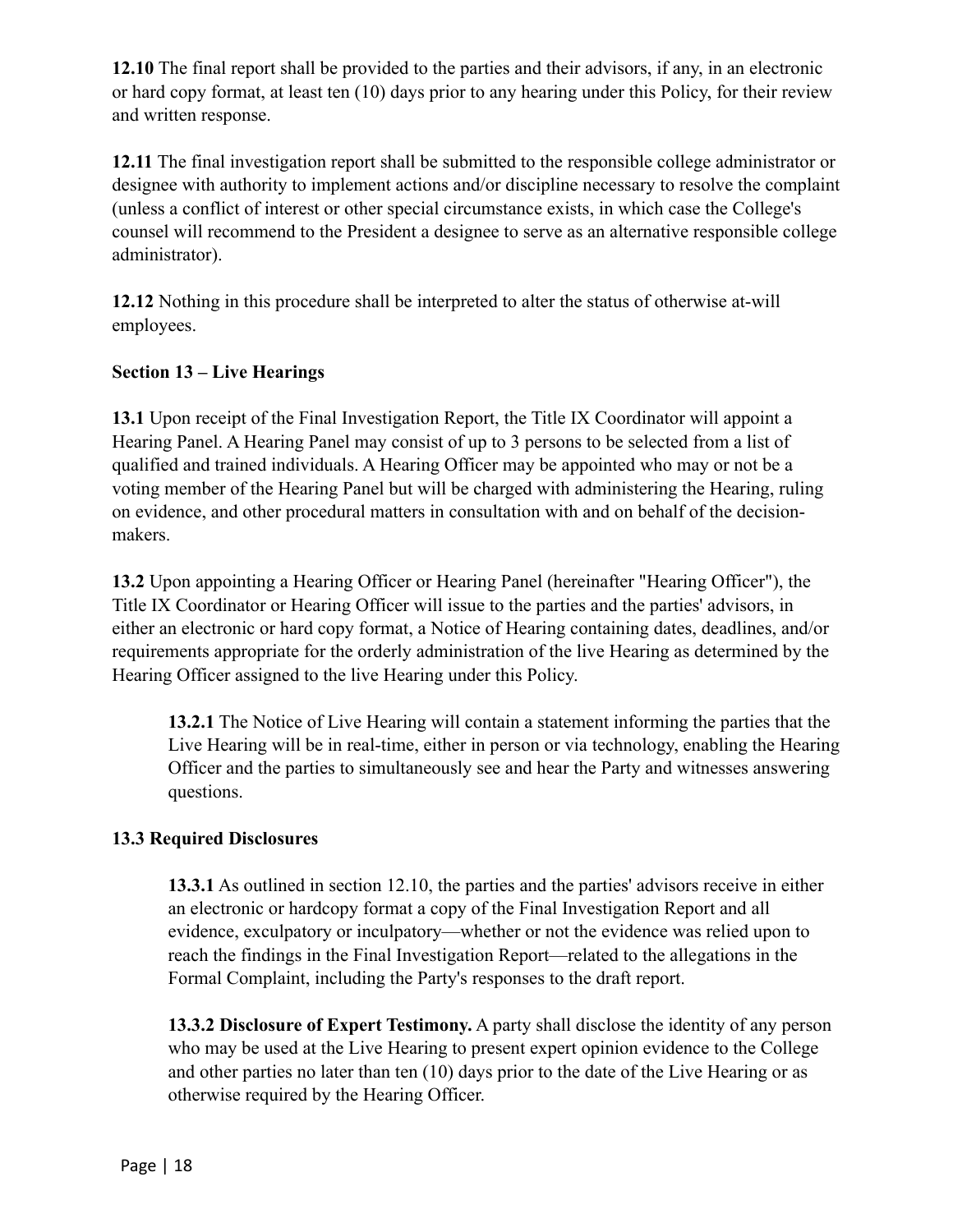**12.10** The final report shall be provided to the parties and their advisors, if any, in an electronic or hard copy format, at least ten (10) days prior to any hearing under this Policy, for their review and written response.

**12.11** The final investigation report shall be submitted to the responsible college administrator or designee with authority to implement actions and/or discipline necessary to resolve the complaint (unless a conflict of interest or other special circumstance exists, in which case the College's counsel will recommend to the President a designee to serve as an alternative responsible college administrator).

**12.12** Nothing in this procedure shall be interpreted to alter the status of otherwise at-will employees.

### Section 13 – Live Hearings

**13.1** Upon receipt of the Final Investigation Report, the Title IX Coordinator will appoint a Hearing Panel. A Hearing Panel may consist of up to 3 persons to be selected from a list of qualified and trained individuals. A Hearing Officer may be appointed who may or not be a voting member of the Hearing Panel but will be charged with administering the Hearing, ruling on evidence, and other procedural matters in consultation with and on behalf of the decision-makers.

**13.2** Upon appointing a Hearing Officer or Hearing Panel (hereinafter "Hearing Officer"), the Title IX Coordinator or Hearing Officer will issue to the parties and the parties' advisors, in either an electronic or hard copy format, a Notice of Hearing containing dates, deadlines, and/or requirements appropriate for the orderly administration of the live Hearing as determined by the Hearing Officer assigned to the live Hearing under this Policy.

> **13.2.1** The Notice of Live Hearing will contain a statement informing the parties that the Live Hearing will be in real-time, either in person or via technology, enabling the Hearing Officer and the parties to simultaneously see and hear the Party and witnesses answering questions.

#### 13.3 Required Disclosures

> **13.3.1** As outlined in section 12.10, the parties and the parties' advisors receive in either an electronic or hardcopy format a copy of the Final Investigation Report and all evidence, exculpatory or inculpatory—whether or not the evidence was relied upon to reach the findings in the Final Investigation Report—related to the allegations in the Formal Complaint, including the Party's responses to the draft report.
>
> **13.3.2 Disclosure of Expert Testimony.** A party shall disclose the identity of any person who may be used at the Live Hearing to present expert opinion evidence to the College and other parties no later than ten (10) days prior to the date of the Live Hearing or as otherwise required by the Hearing Officer.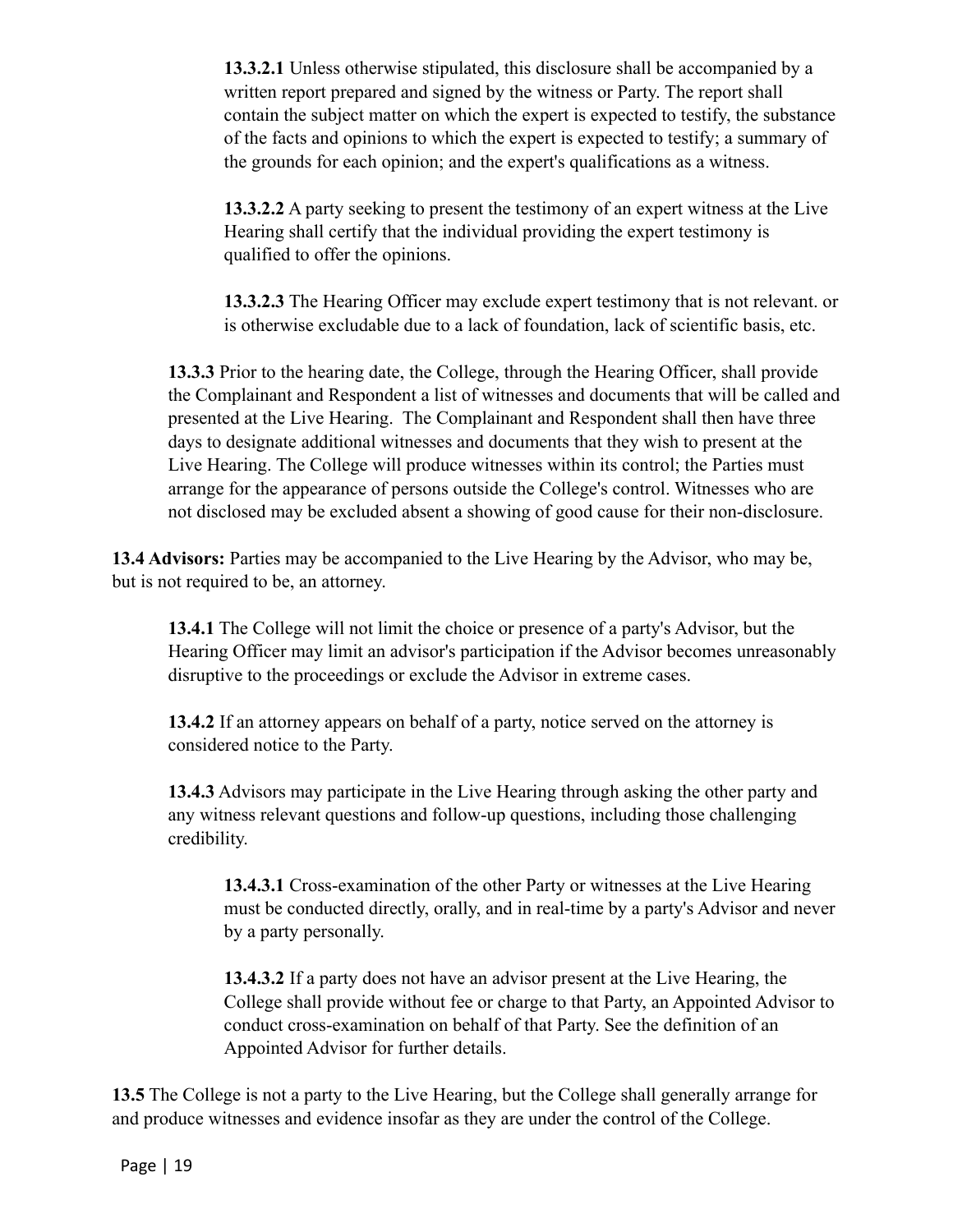**13.3.2.1** Unless otherwise stipulated, this disclosure shall be accompanied by a written report prepared and signed by the witness or Party. The report shall contain the subject matter on which the expert is expected to testify, the substance of the facts and opinions to which the expert is expected to testify; a summary of the grounds for each opinion; and the expert's qualifications as a witness.

**13.3.2.2** A party seeking to present the testimony of an expert witness at the Live Hearing shall certify that the individual providing the expert testimony is qualified to offer the opinions.

**13.3.2.3** The Hearing Officer may exclude expert testimony that is not relevant. or is otherwise excludable due to a lack of foundation, lack of scientific basis, etc.

**13.3.3** Prior to the hearing date, the College, through the Hearing Officer, shall provide the Complainant and Respondent a list of witnesses and documents that will be called and presented at the Live Hearing. The Complainant and Respondent shall then have three days to designate additional witnesses and documents that they wish to present at the Live Hearing. The College will produce witnesses within its control; the Parties must arrange for the appearance of persons outside the College's control. Witnesses who are not disclosed may be excluded absent a showing of good cause for their non-disclosure.

**13.4 Advisors:** Parties may be accompanied to the Live Hearing by the Advisor, who may be, but is not required to be, an attorney.

**13.4.1** The College will not limit the choice or presence of a party's Advisor, but the Hearing Officer may limit an advisor's participation if the Advisor becomes unreasonably disruptive to the proceedings or exclude the Advisor in extreme cases.

**13.4.2** If an attorney appears on behalf of a party, notice served on the attorney is considered notice to the Party.

**13.4.3** Advisors may participate in the Live Hearing through asking the other party and any witness relevant questions and follow-up questions, including those challenging credibility.

**13.4.3.1** Cross-examination of the other Party or witnesses at the Live Hearing must be conducted directly, orally, and in real-time by a party's Advisor and never by a party personally.

**13.4.3.2** If a party does not have an advisor present at the Live Hearing, the College shall provide without fee or charge to that Party, an Appointed Advisor to conduct cross-examination on behalf of that Party. See the definition of an Appointed Advisor for further details.

**13.5** The College is not a party to the Live Hearing, but the College shall generally arrange for and produce witnesses and evidence insofar as they are under the control of the College.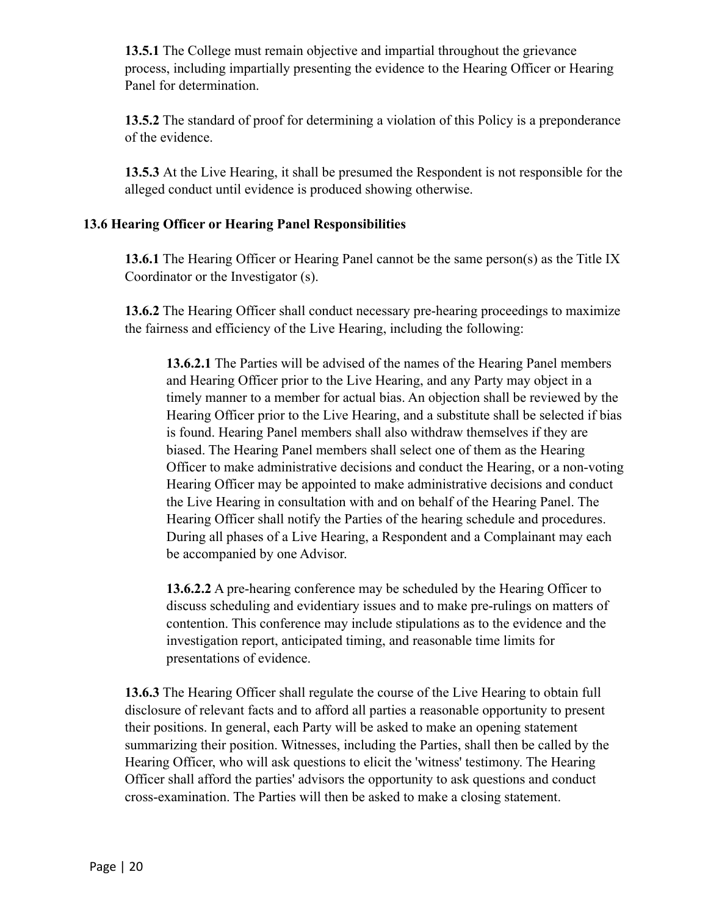**13.5.1** The College must remain objective and impartial throughout the grievance process, including impartially presenting the evidence to the Hearing Officer or Hearing Panel for determination.

**13.5.2** The standard of proof for determining a violation of this Policy is a preponderance of the evidence.

**13.5.3** At the Live Hearing, it shall be presumed the Respondent is not responsible for the alleged conduct until evidence is produced showing otherwise.

**13.6 Hearing Officer or Hearing Panel Responsibilities**

**13.6.1** The Hearing Officer or Hearing Panel cannot be the same person(s) as the Title IX Coordinator or the Investigator (s).

**13.6.2** The Hearing Officer shall conduct necessary pre-hearing proceedings to maximize the fairness and efficiency of the Live Hearing, including the following:

**13.6.2.1** The Parties will be advised of the names of the Hearing Panel members and Hearing Officer prior to the Live Hearing, and any Party may object in a timely manner to a member for actual bias. An objection shall be reviewed by the Hearing Officer prior to the Live Hearing, and a substitute shall be selected if bias is found. Hearing Panel members shall also withdraw themselves if they are biased. The Hearing Panel members shall select one of them as the Hearing Officer to make administrative decisions and conduct the Hearing, or a non-voting Hearing Officer may be appointed to make administrative decisions and conduct the Live Hearing in consultation with and on behalf of the Hearing Panel. The Hearing Officer shall notify the Parties of the hearing schedule and procedures. During all phases of a Live Hearing, a Respondent and a Complainant may each be accompanied by one Advisor.

**13.6.2.2** A pre-hearing conference may be scheduled by the Hearing Officer to discuss scheduling and evidentiary issues and to make pre-rulings on matters of contention. This conference may include stipulations as to the evidence and the investigation report, anticipated timing, and reasonable time limits for presentations of evidence.

**13.6.3** The Hearing Officer shall regulate the course of the Live Hearing to obtain full disclosure of relevant facts and to afford all parties a reasonable opportunity to present their positions. In general, each Party will be asked to make an opening statement summarizing their position. Witnesses, including the Parties, shall then be called by the Hearing Officer, who will ask questions to elicit the 'witness' testimony. The Hearing Officer shall afford the parties' advisors the opportunity to ask questions and conduct cross-examination. The Parties will then be asked to make a closing statement.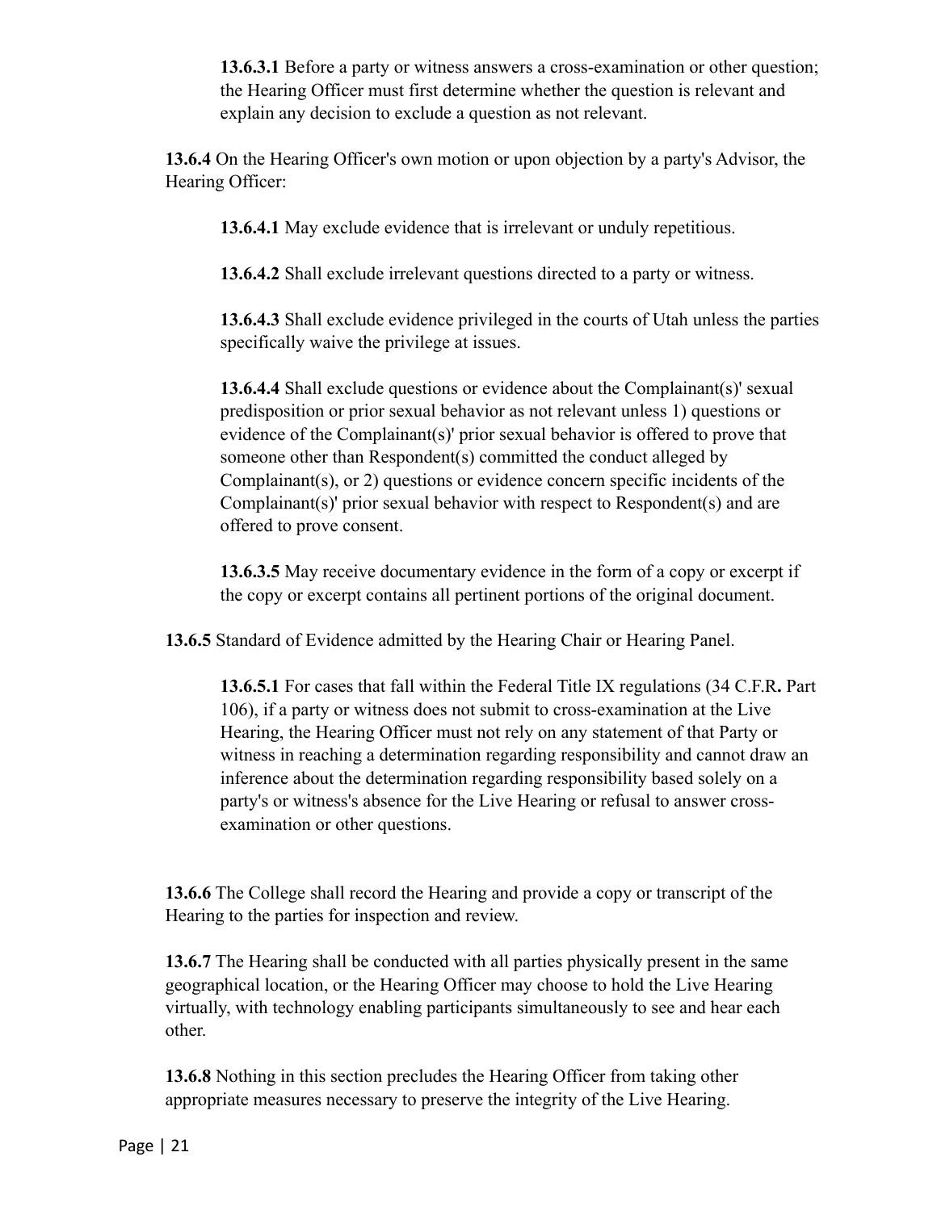**13.6.3.1** Before a party or witness answers a cross-examination or other question; the Hearing Officer must first determine whether the question is relevant and explain any decision to exclude a question as not relevant.

**13.6.4** On the Hearing Officer's own motion or upon objection by a party's Advisor, the Hearing Officer:

**13.6.4.1** May exclude evidence that is irrelevant or unduly repetitious.

**13.6.4.2** Shall exclude irrelevant questions directed to a party or witness.

**13.6.4.3** Shall exclude evidence privileged in the courts of Utah unless the parties specifically waive the privilege at issues.

**13.6.4.4** Shall exclude questions or evidence about the Complainant(s)' sexual predisposition or prior sexual behavior as not relevant unless 1) questions or evidence of the Complainant(s)' prior sexual behavior is offered to prove that someone other than Respondent(s) committed the conduct alleged by Complainant(s), or 2) questions or evidence concern specific incidents of the Complainant(s)' prior sexual behavior with respect to Respondent(s) and are offered to prove consent.

**13.6.3.5** May receive documentary evidence in the form of a copy or excerpt if the copy or excerpt contains all pertinent portions of the original document.

**13.6.5** Standard of Evidence admitted by the Hearing Chair or Hearing Panel.

**13.6.5.1** For cases that fall within the Federal Title IX regulations (34 C.F.R**.** Part 106), if a party or witness does not submit to cross-examination at the Live Hearing, the Hearing Officer must not rely on any statement of that Party or witness in reaching a determination regarding responsibility and cannot draw an inference about the determination regarding responsibility based solely on a party's or witness's absence for the Live Hearing or refusal to answer cross-examination or other questions.

**13.6.6** The College shall record the Hearing and provide a copy or transcript of the Hearing to the parties for inspection and review.

**13.6.7** The Hearing shall be conducted with all parties physically present in the same geographical location, or the Hearing Officer may choose to hold the Live Hearing virtually, with technology enabling participants simultaneously to see and hear each other.

**13.6.8** Nothing in this section precludes the Hearing Officer from taking other appropriate measures necessary to preserve the integrity of the Live Hearing.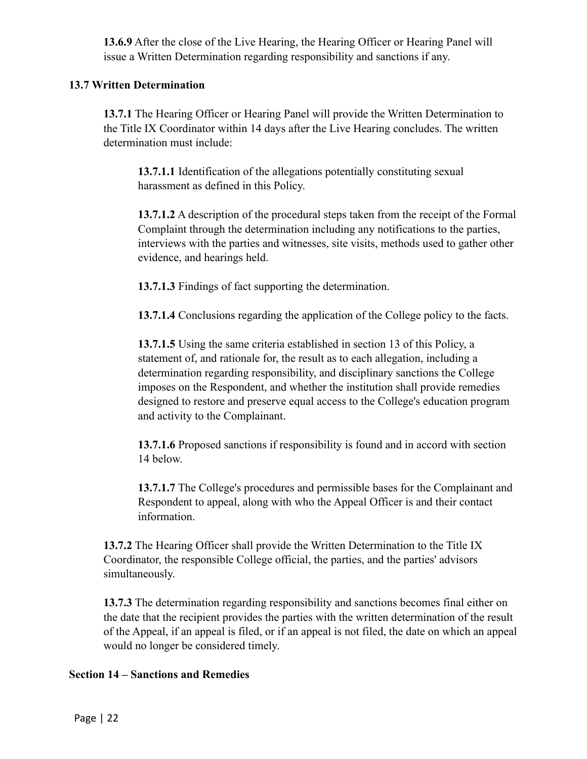**13.6.9** After the close of the Live Hearing, the Hearing Officer or Hearing Panel will issue a Written Determination regarding responsibility and sanctions if any.

### 13.7 Written Determination

**13.7.1** The Hearing Officer or Hearing Panel will provide the Written Determination to the Title IX Coordinator within 14 days after the Live Hearing concludes. The written determination must include:

**13.7.1.1** Identification of the allegations potentially constituting sexual harassment as defined in this Policy.

**13.7.1.2** A description of the procedural steps taken from the receipt of the Formal Complaint through the determination including any notifications to the parties, interviews with the parties and witnesses, site visits, methods used to gather other evidence, and hearings held.

**13.7.1.3** Findings of fact supporting the determination.

**13.7.1.4** Conclusions regarding the application of the College policy to the facts.

**13.7.1.5** Using the same criteria established in section 13 of this Policy, a statement of, and rationale for, the result as to each allegation, including a determination regarding responsibility, and disciplinary sanctions the College imposes on the Respondent, and whether the institution shall provide remedies designed to restore and preserve equal access to the College's education program and activity to the Complainant.

**13.7.1.6** Proposed sanctions if responsibility is found and in accord with section 14 below.

**13.7.1.7** The College's procedures and permissible bases for the Complainant and Respondent to appeal, along with who the Appeal Officer is and their contact information.

**13.7.2** The Hearing Officer shall provide the Written Determination to the Title IX Coordinator, the responsible College official, the parties, and the parties' advisors simultaneously.

**13.7.3** The determination regarding responsibility and sanctions becomes final either on the date that the recipient provides the parties with the written determination of the result of the Appeal, if an appeal is filed, or if an appeal is not filed, the date on which an appeal would no longer be considered timely.

## Section 14 – Sanctions and Remedies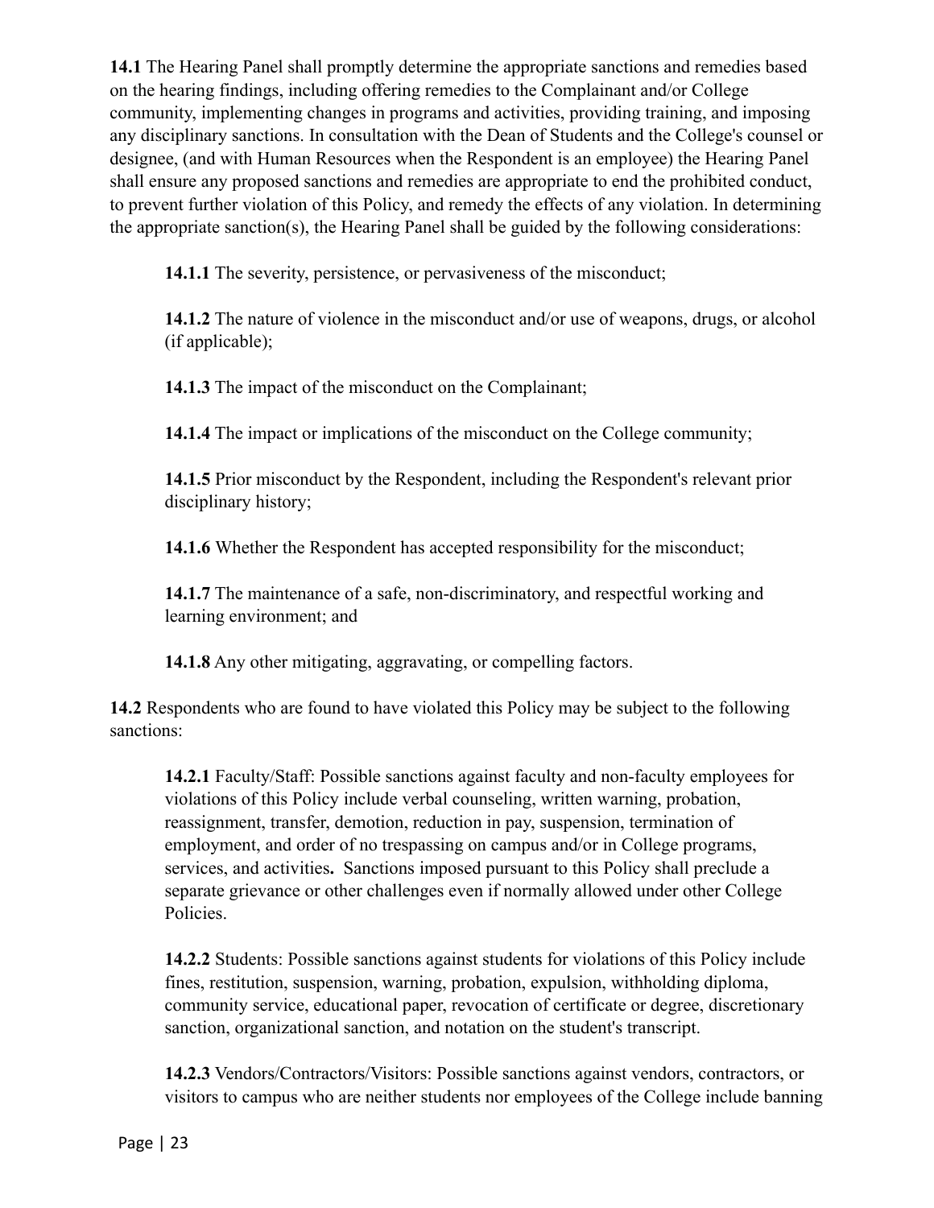**14.1** The Hearing Panel shall promptly determine the appropriate sanctions and remedies based on the hearing findings, including offering remedies to the Complainant and/or College community, implementing changes in programs and activities, providing training, and imposing any disciplinary sanctions. In consultation with the Dean of Students and the College's counsel or designee, (and with Human Resources when the Respondent is an employee) the Hearing Panel shall ensure any proposed sanctions and remedies are appropriate to end the prohibited conduct, to prevent further violation of this Policy, and remedy the effects of any violation. In determining the appropriate sanction(s), the Hearing Panel shall be guided by the following considerations:

> **14.1.1** The severity, persistence, or pervasiveness of the misconduct;
>
> **14.1.2** The nature of violence in the misconduct and/or use of weapons, drugs, or alcohol (if applicable);
>
> **14.1.3** The impact of the misconduct on the Complainant;
>
> **14.1.4** The impact or implications of the misconduct on the College community;
>
> **14.1.5** Prior misconduct by the Respondent, including the Respondent's relevant prior disciplinary history;
>
> **14.1.6** Whether the Respondent has accepted responsibility for the misconduct;
>
> **14.1.7** The maintenance of a safe, non-discriminatory, and respectful working and learning environment; and
>
> **14.1.8** Any other mitigating, aggravating, or compelling factors.

**14.2** Respondents who are found to have violated this Policy may be subject to the following sanctions:

> **14.2.1** Faculty/Staff: Possible sanctions against faculty and non-faculty employees for violations of this Policy include verbal counseling, written warning, probation, reassignment, transfer, demotion, reduction in pay, suspension, termination of employment, and order of no trespassing on campus and/or in College programs, services, and activities**.** Sanctions imposed pursuant to this Policy shall preclude a separate grievance or other challenges even if normally allowed under other College Policies.
>
> **14.2.2** Students: Possible sanctions against students for violations of this Policy include fines, restitution, suspension, warning, probation, expulsion, withholding diploma, community service, educational paper, revocation of certificate or degree, discretionary sanction, organizational sanction, and notation on the student's transcript.
>
> **14.2.3** Vendors/Contractors/Visitors: Possible sanctions against vendors, contractors, or visitors to campus who are neither students nor employees of the College include banning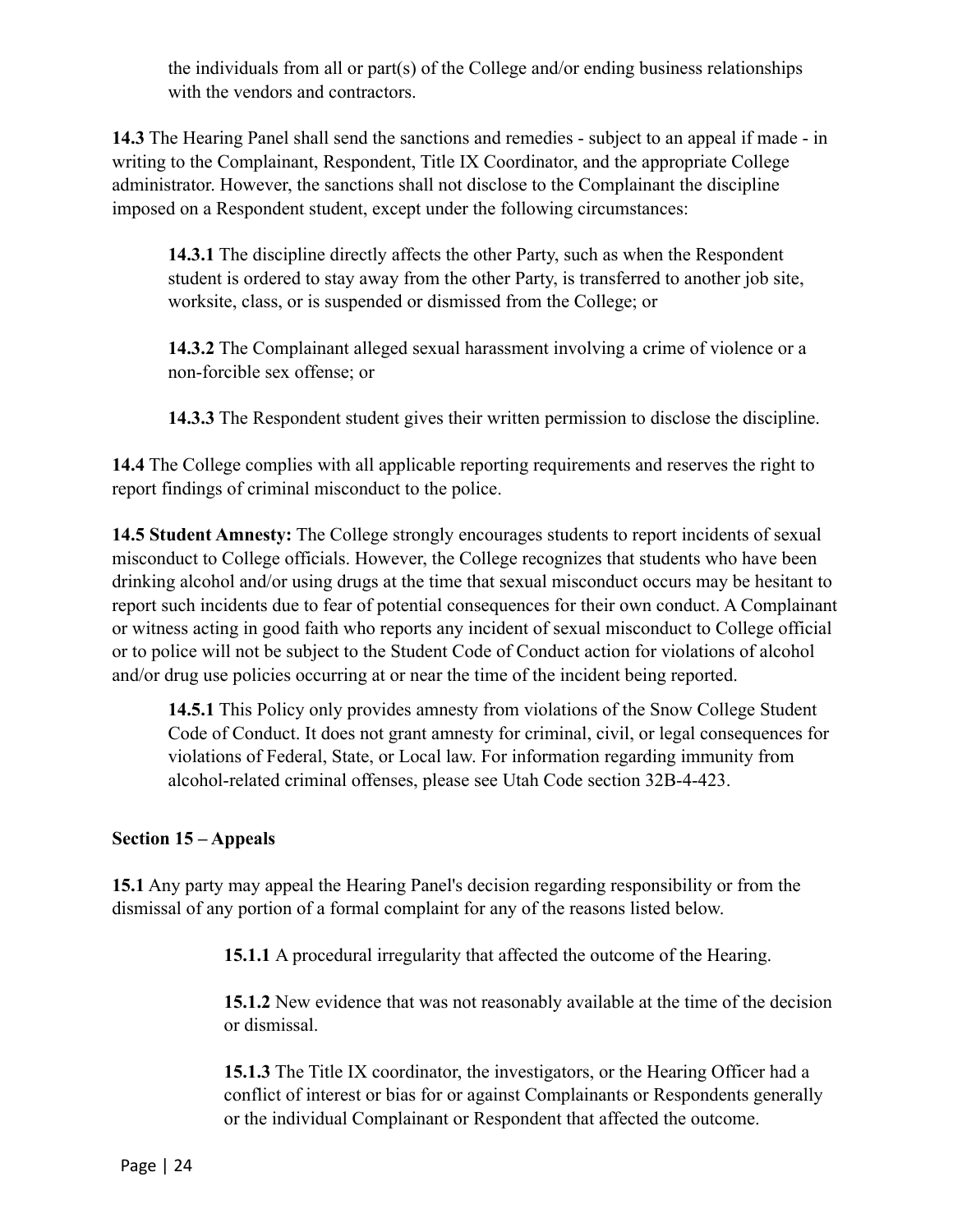the individuals from all or part(s) of the College and/or ending business relationships with the vendors and contractors.

**14.3** The Hearing Panel shall send the sanctions and remedies - subject to an appeal if made - in writing to the Complainant, Respondent, Title IX Coordinator, and the appropriate College administrator. However, the sanctions shall not disclose to the Complainant the discipline imposed on a Respondent student, except under the following circumstances:

**14.3.1** The discipline directly affects the other Party, such as when the Respondent student is ordered to stay away from the other Party, is transferred to another job site, worksite, class, or is suspended or dismissed from the College; or

**14.3.2** The Complainant alleged sexual harassment involving a crime of violence or a non-forcible sex offense; or

**14.3.3** The Respondent student gives their written permission to disclose the discipline.

**14.4** The College complies with all applicable reporting requirements and reserves the right to report findings of criminal misconduct to the police.

**14.5 Student Amnesty:** The College strongly encourages students to report incidents of sexual misconduct to College officials. However, the College recognizes that students who have been drinking alcohol and/or using drugs at the time that sexual misconduct occurs may be hesitant to report such incidents due to fear of potential consequences for their own conduct. A Complainant or witness acting in good faith who reports any incident of sexual misconduct to College official or to police will not be subject to the Student Code of Conduct action for violations of alcohol and/or drug use policies occurring at or near the time of the incident being reported.

**14.5.1** This Policy only provides amnesty from violations of the Snow College Student Code of Conduct. It does not grant amnesty for criminal, civil, or legal consequences for violations of Federal, State, or Local law. For information regarding immunity from alcohol-related criminal offenses, please see Utah Code section 32B-4-423.

**Section 15 – Appeals**

**15.1** Any party may appeal the Hearing Panel's decision regarding responsibility or from the dismissal of any portion of a formal complaint for any of the reasons listed below.

**15.1.1** A procedural irregularity that affected the outcome of the Hearing.

**15.1.2** New evidence that was not reasonably available at the time of the decision or dismissal.

**15.1.3** The Title IX coordinator, the investigators, or the Hearing Officer had a conflict of interest or bias for or against Complainants or Respondents generally or the individual Complainant or Respondent that affected the outcome.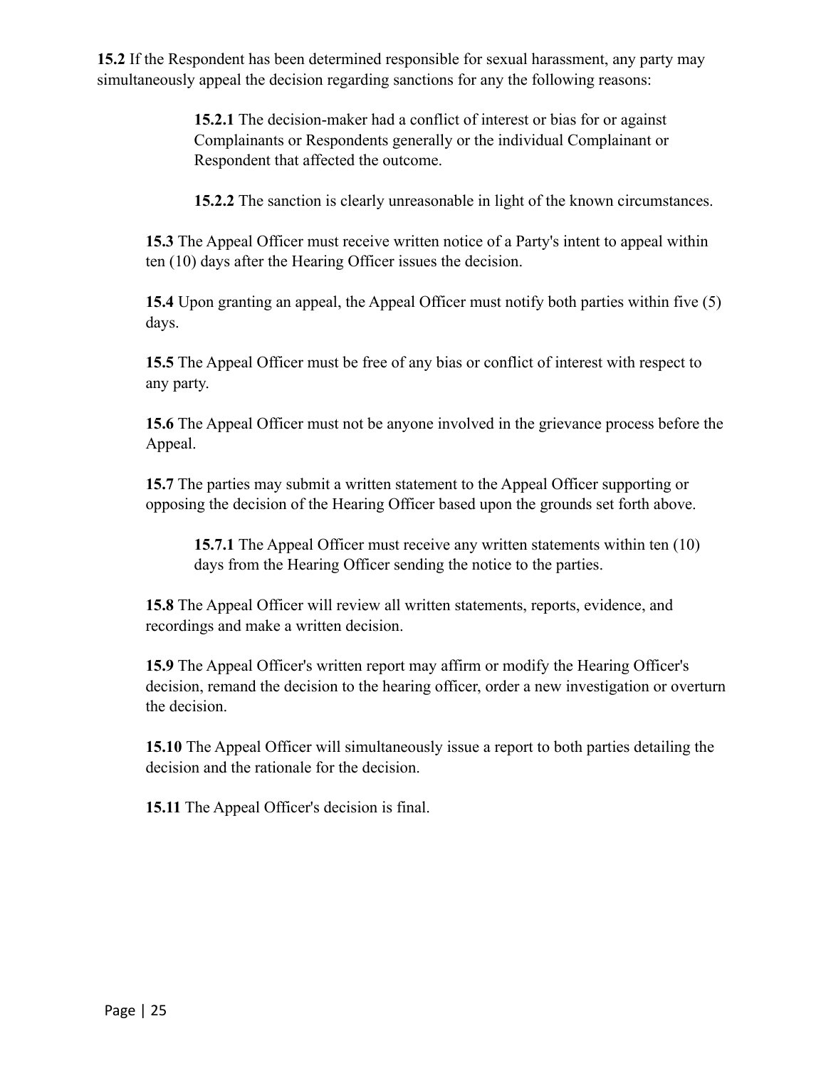**15.2** If the Respondent has been determined responsible for sexual harassment, any party may simultaneously appeal the decision regarding sanctions for any the following reasons:

> **15.2.1** The decision-maker had a conflict of interest or bias for or against Complainants or Respondents generally or the individual Complainant or Respondent that affected the outcome.
>
> **15.2.2** The sanction is clearly unreasonable in light of the known circumstances.

**15.3** The Appeal Officer must receive written notice of a Party's intent to appeal within ten (10) days after the Hearing Officer issues the decision.

**15.4** Upon granting an appeal, the Appeal Officer must notify both parties within five (5) days.

**15.5** The Appeal Officer must be free of any bias or conflict of interest with respect to any party.

**15.6** The Appeal Officer must not be anyone involved in the grievance process before the Appeal.

**15.7** The parties may submit a written statement to the Appeal Officer supporting or opposing the decision of the Hearing Officer based upon the grounds set forth above.

> **15.7.1** The Appeal Officer must receive any written statements within ten (10) days from the Hearing Officer sending the notice to the parties.

**15.8** The Appeal Officer will review all written statements, reports, evidence, and recordings and make a written decision.

**15.9** The Appeal Officer's written report may affirm or modify the Hearing Officer's decision, remand the decision to the hearing officer, order a new investigation or overturn the decision.

**15.10** The Appeal Officer will simultaneously issue a report to both parties detailing the decision and the rationale for the decision.

**15.11** The Appeal Officer's decision is final.